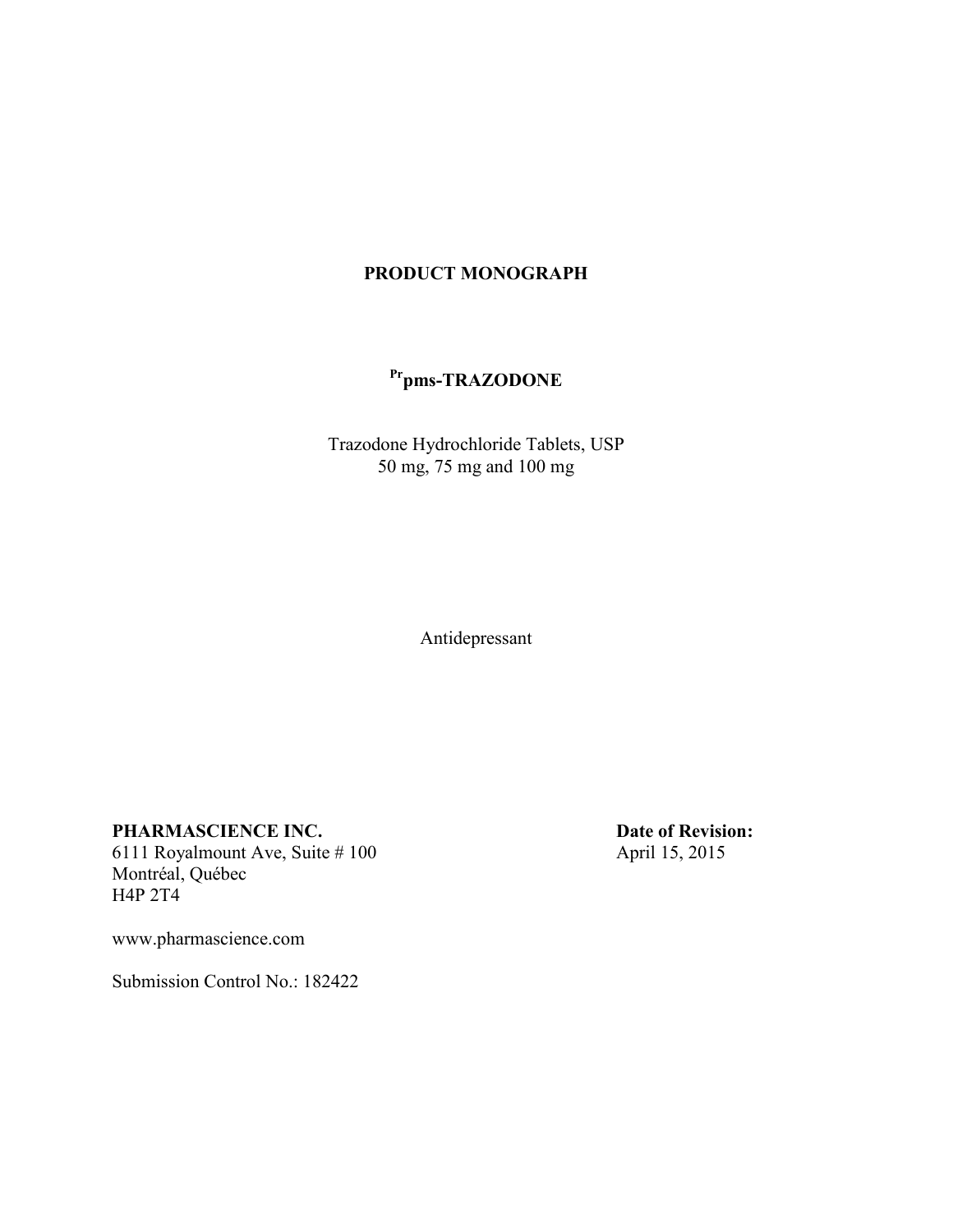# PRODUCT MONOGRAPH

## [Pr]pms-TRAZODONE

Trazodone Hydrochloride Tablets, USP
50 mg, 75 mg and 100 mg

Antidepressant

**PHARMASCIENCE INC.**
6111 Royalmount Ave, Suite # 100
Montréal, Québec
H4P 2T4

www.pharmascience.com

Submission Control No.: 182422

**Date of Revision:**
April 15, 2015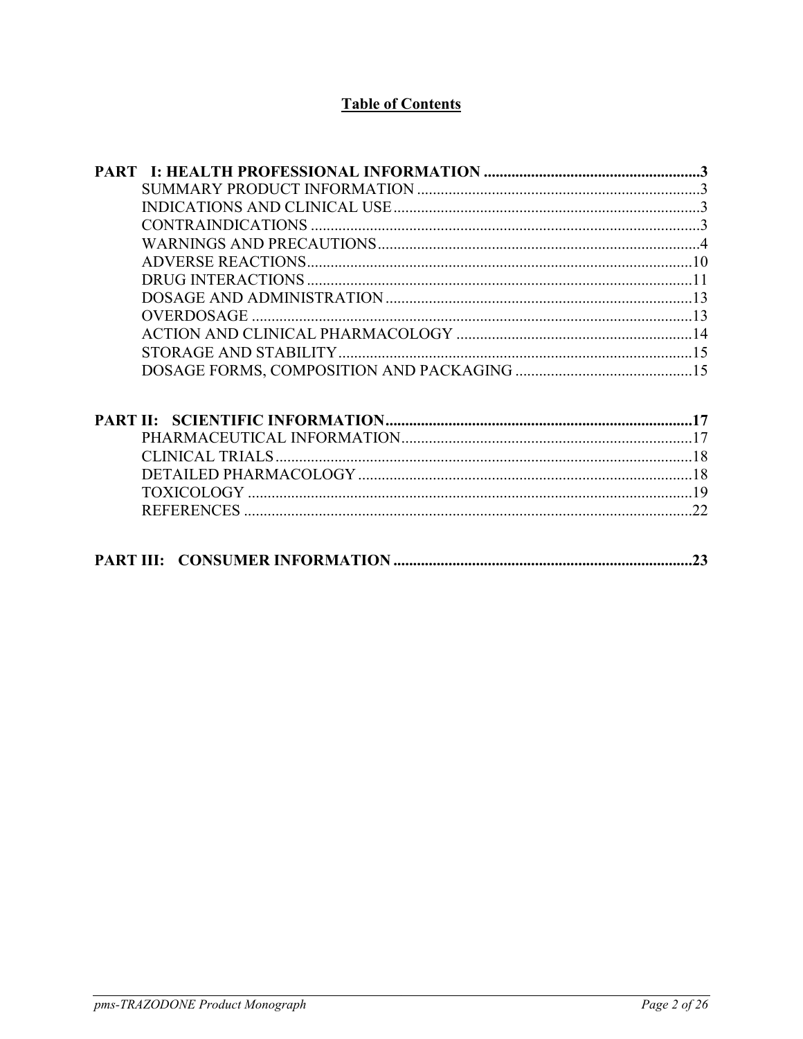# Table of Contents

**PART I: HEALTH PROFESSIONAL INFORMATION** ....................................................... **3**

- SUMMARY PRODUCT INFORMATION ........................................................................ 3
- INDICATIONS AND CLINICAL USE .............................................................................. 3
- CONTRAINDICATIONS .................................................................................................. 3
- WARNINGS AND PRECAUTIONS ................................................................................. 4
- ADVERSE REACTIONS ................................................................................................. 10
- DRUG INTERACTIONS ................................................................................................. 11
- DOSAGE AND ADMINISTRATION .............................................................................. 13
- OVERDOSAGE ................................................................................................................ 13
- ACTION AND CLINICAL PHARMACOLOGY ............................................................ 14
- STORAGE AND STABILITY .......................................................................................... 15
- DOSAGE FORMS, COMPOSITION AND PACKAGING ............................................. 15

**PART II: SCIENTIFIC INFORMATION** .............................................................................. **17**

- PHARMACEUTICAL INFORMATION .......................................................................... 17
- CLINICAL TRIALS .......................................................................................................... 18
- DETAILED PHARMACOLOGY ..................................................................................... 18
- TOXICOLOGY ................................................................................................................. 19
- REFERENCES .................................................................................................................. 22

**PART III: CONSUMER INFORMATION** ............................................................................ **23**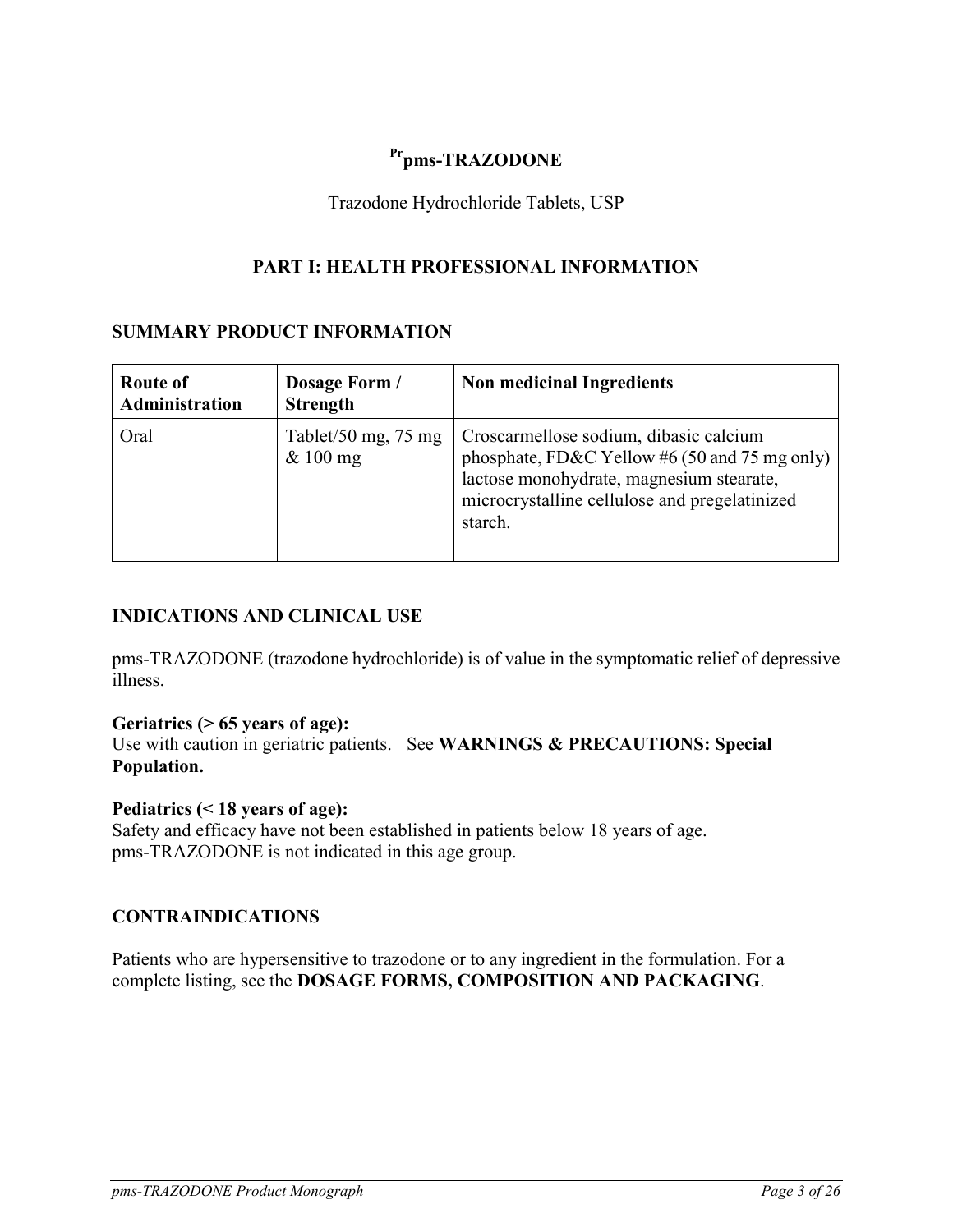# [Pr]pms-TRAZODONE

Trazodone Hydrochloride Tablets, USP

## PART I: HEALTH PROFESSIONAL INFORMATION

### SUMMARY PRODUCT INFORMATION

| Route of Administration | Dosage Form / Strength | Non medicinal Ingredients |
|---|---|---|
| Oral | Tablet/50 mg, 75 mg & 100 mg | Croscarmellose sodium, dibasic calcium phosphate, FD&C Yellow #6 (50 and 75 mg only) lactose monohydrate, magnesium stearate, microcrystalline cellulose and pregelatinized starch. |

### INDICATIONS AND CLINICAL USE

pms-TRAZODONE (trazodone hydrochloride) is of value in the symptomatic relief of depressive illness.

**Geriatrics (> 65 years of age):**
Use with caution in geriatric patients. See **WARNINGS & PRECAUTIONS: Special Population.**

**Pediatrics (< 18 years of age):**
Safety and efficacy have not been established in patients below 18 years of age. pms-TRAZODONE is not indicated in this age group.

### CONTRAINDICATIONS

Patients who are hypersensitive to trazodone or to any ingredient in the formulation. For a complete listing, see the **DOSAGE FORMS, COMPOSITION AND PACKAGING**.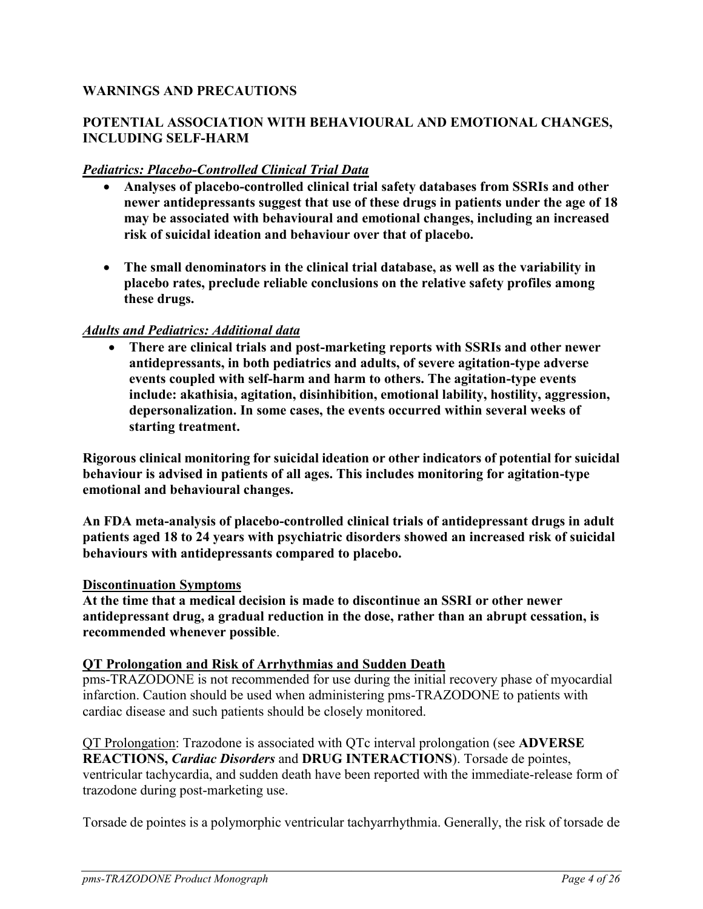## WARNINGS AND PRECAUTIONS

### POTENTIAL ASSOCIATION WITH BEHAVIOURAL AND EMOTIONAL CHANGES, INCLUDING SELF-HARM

***Pediatrics: Placebo-Controlled Clinical Trial Data***

- **Analyses of placebo-controlled clinical trial safety databases from SSRIs and other newer antidepressants suggest that use of these drugs in patients under the age of 18 may be associated with behavioural and emotional changes, including an increased risk of suicidal ideation and behaviour over that of placebo.**
- **The small denominators in the clinical trial database, as well as the variability in placebo rates, preclude reliable conclusions on the relative safety profiles among these drugs.**

***Adults and Pediatrics: Additional data***

- **There are clinical trials and post-marketing reports with SSRIs and other newer antidepressants, in both pediatrics and adults, of severe agitation-type adverse events coupled with self-harm and harm to others. The agitation-type events include: akathisia, agitation, disinhibition, emotional lability, hostility, aggression, depersonalization. In some cases, the events occurred within several weeks of starting treatment.**

**Rigorous clinical monitoring for suicidal ideation or other indicators of potential for suicidal behaviour is advised in patients of all ages. This includes monitoring for agitation-type emotional and behavioural changes.**

**An FDA meta-analysis of placebo-controlled clinical trials of antidepressant drugs in adult patients aged 18 to 24 years with psychiatric disorders showed an increased risk of suicidal behaviours with antidepressants compared to placebo.**

**Discontinuation Symptoms**

**At the time that a medical decision is made to discontinue an SSRI or other newer antidepressant drug, a gradual reduction in the dose, rather than an abrupt cessation, is recommended whenever possible**.

**QT Prolongation and Risk of Arrhythmias and Sudden Death**

pms-TRAZODONE is not recommended for use during the initial recovery phase of myocardial infarction. Caution should be used when administering pms-TRAZODONE to patients with cardiac disease and such patients should be closely monitored.

QT Prolongation: Trazodone is associated with QTc interval prolongation (see **ADVERSE REACTIONS,** ***Cardiac Disorders*** and **DRUG INTERACTIONS**). Torsade de pointes, ventricular tachycardia, and sudden death have been reported with the immediate-release form of trazodone during post-marketing use.

Torsade de pointes is a polymorphic ventricular tachyarrhythmia. Generally, the risk of torsade de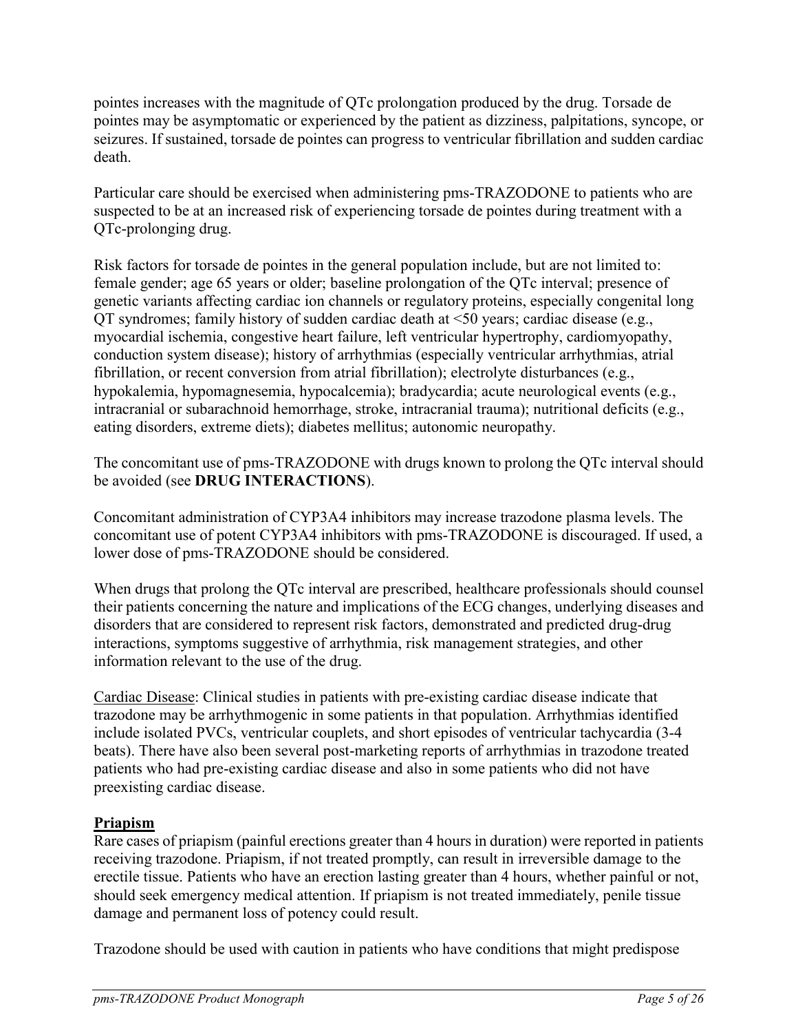pointes increases with the magnitude of QTc prolongation produced by the drug. Torsade de pointes may be asymptomatic or experienced by the patient as dizziness, palpitations, syncope, or seizures. If sustained, torsade de pointes can progress to ventricular fibrillation and sudden cardiac death.

Particular care should be exercised when administering pms-TRAZODONE to patients who are suspected to be at an increased risk of experiencing torsade de pointes during treatment with a QTc-prolonging drug.

Risk factors for torsade de pointes in the general population include, but are not limited to: female gender; age 65 years or older; baseline prolongation of the QTc interval; presence of genetic variants affecting cardiac ion channels or regulatory proteins, especially congenital long QT syndromes; family history of sudden cardiac death at <50 years; cardiac disease (e.g., myocardial ischemia, congestive heart failure, left ventricular hypertrophy, cardiomyopathy, conduction system disease); history of arrhythmias (especially ventricular arrhythmias, atrial fibrillation, or recent conversion from atrial fibrillation); electrolyte disturbances (e.g., hypokalemia, hypomagnesemia, hypocalcemia); bradycardia; acute neurological events (e.g., intracranial or subarachnoid hemorrhage, stroke, intracranial trauma); nutritional deficits (e.g., eating disorders, extreme diets); diabetes mellitus; autonomic neuropathy.

The concomitant use of pms-TRAZODONE with drugs known to prolong the QTc interval should be avoided (see **DRUG INTERACTIONS**).

Concomitant administration of CYP3A4 inhibitors may increase trazodone plasma levels. The concomitant use of potent CYP3A4 inhibitors with pms-TRAZODONE is discouraged. If used, a lower dose of pms-TRAZODONE should be considered.

When drugs that prolong the QTc interval are prescribed, healthcare professionals should counsel their patients concerning the nature and implications of the ECG changes, underlying diseases and disorders that are considered to represent risk factors, demonstrated and predicted drug-drug interactions, symptoms suggestive of arrhythmia, risk management strategies, and other information relevant to the use of the drug.

Cardiac Disease: Clinical studies in patients with pre-existing cardiac disease indicate that trazodone may be arrhythmogenic in some patients in that population. Arrhythmias identified include isolated PVCs, ventricular couplets, and short episodes of ventricular tachycardia (3-4 beats). There have also been several post-marketing reports of arrhythmias in trazodone treated patients who had pre-existing cardiac disease and also in some patients who did not have preexisting cardiac disease.

**Priapism**

Rare cases of priapism (painful erections greater than 4 hours in duration) were reported in patients receiving trazodone. Priapism, if not treated promptly, can result in irreversible damage to the erectile tissue. Patients who have an erection lasting greater than 4 hours, whether painful or not, should seek emergency medical attention. If priapism is not treated immediately, penile tissue damage and permanent loss of potency could result.

Trazodone should be used with caution in patients who have conditions that might predispose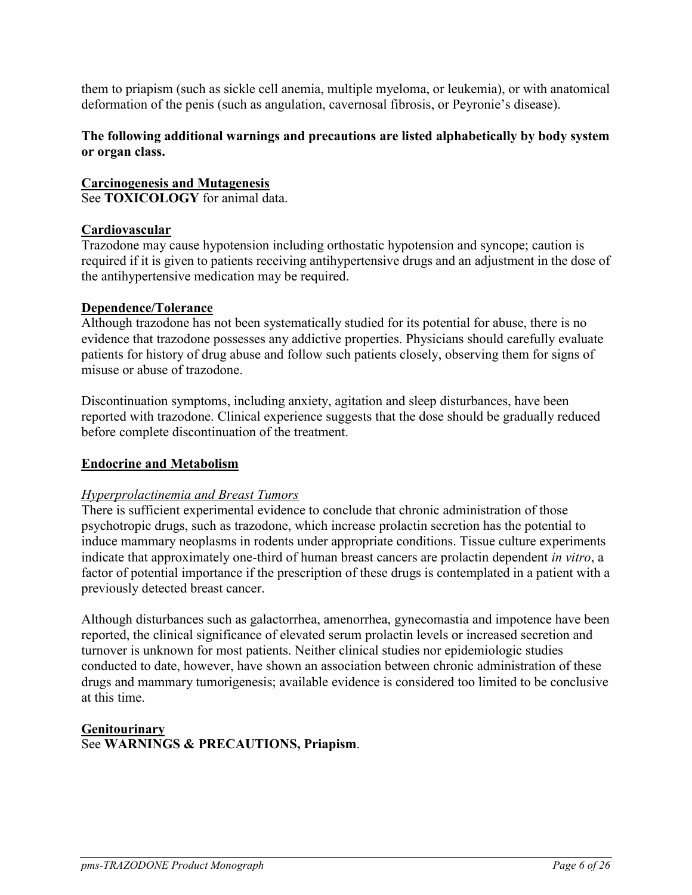them to priapism (such as sickle cell anemia, multiple myeloma, or leukemia), or with anatomical deformation of the penis (such as angulation, cavernosal fibrosis, or Peyronie's disease).

**The following additional warnings and precautions are listed alphabetically by body system or organ class.**

**Carcinogenesis and Mutagenesis**

See **TOXICOLOGY** for animal data.

**Cardiovascular**

Trazodone may cause hypotension including orthostatic hypotension and syncope; caution is required if it is given to patients receiving antihypertensive drugs and an adjustment in the dose of the antihypertensive medication may be required.

**Dependence/Tolerance**

Although trazodone has not been systematically studied for its potential for abuse, there is no evidence that trazodone possesses any addictive properties. Physicians should carefully evaluate patients for history of drug abuse and follow such patients closely, observing them for signs of misuse or abuse of trazodone.

Discontinuation symptoms, including anxiety, agitation and sleep disturbances, have been reported with trazodone. Clinical experience suggests that the dose should be gradually reduced before complete discontinuation of the treatment.

**Endocrine and Metabolism**

*Hyperprolactinemia and Breast Tumors*

There is sufficient experimental evidence to conclude that chronic administration of those psychotropic drugs, such as trazodone, which increase prolactin secretion has the potential to induce mammary neoplasms in rodents under appropriate conditions. Tissue culture experiments indicate that approximately one-third of human breast cancers are prolactin dependent *in vitro*, a factor of potential importance if the prescription of these drugs is contemplated in a patient with a previously detected breast cancer.

Although disturbances such as galactorrhea, amenorrhea, gynecomastia and impotence have been reported, the clinical significance of elevated serum prolactin levels or increased secretion and turnover is unknown for most patients. Neither clinical studies nor epidemiologic studies conducted to date, however, have shown an association between chronic administration of these drugs and mammary tumorigenesis; available evidence is considered too limited to be conclusive at this time.

**Genitourinary**

See **WARNINGS & PRECAUTIONS, Priapism**.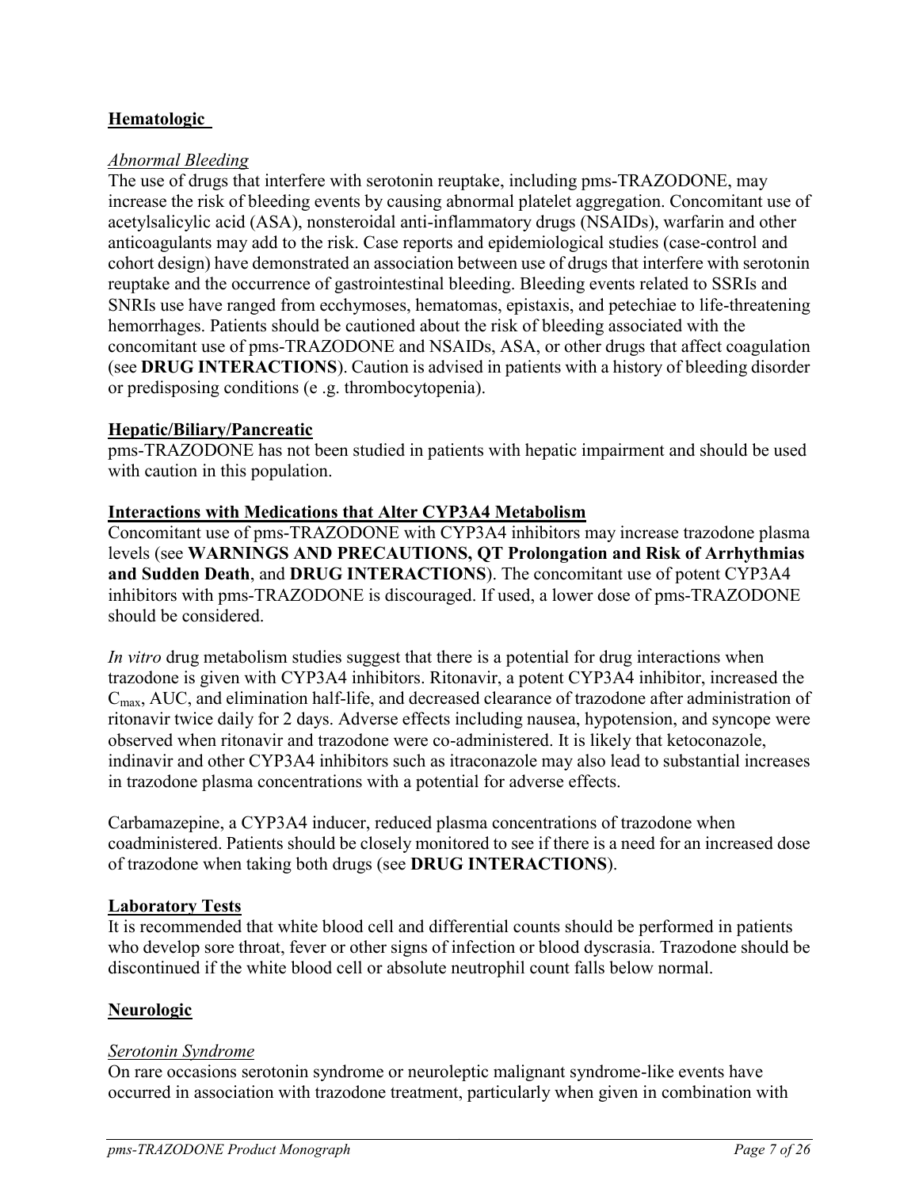**Hematologic**

*Abnormal Bleeding*

The use of drugs that interfere with serotonin reuptake, including pms-TRAZODONE, may increase the risk of bleeding events by causing abnormal platelet aggregation. Concomitant use of acetylsalicylic acid (ASA), nonsteroidal anti-inflammatory drugs (NSAIDs), warfarin and other anticoagulants may add to the risk. Case reports and epidemiological studies (case-control and cohort design) have demonstrated an association between use of drugs that interfere with serotonin reuptake and the occurrence of gastrointestinal bleeding. Bleeding events related to SSRIs and SNRIs use have ranged from ecchymoses, hematomas, epistaxis, and petechiae to life-threatening hemorrhages. Patients should be cautioned about the risk of bleeding associated with the concomitant use of pms-TRAZODONE and NSAIDs, ASA, or other drugs that affect coagulation (see **DRUG INTERACTIONS**). Caution is advised in patients with a history of bleeding disorder or predisposing conditions (e .g. thrombocytopenia).

**Hepatic/Biliary/Pancreatic**

pms-TRAZODONE has not been studied in patients with hepatic impairment and should be used with caution in this population.

**Interactions with Medications that Alter CYP3A4 Metabolism**

Concomitant use of pms-TRAZODONE with CYP3A4 inhibitors may increase trazodone plasma levels (see **WARNINGS AND PRECAUTIONS, QT Prolongation and Risk of Arrhythmias and Sudden Death**, and **DRUG INTERACTIONS**). The concomitant use of potent CYP3A4 inhibitors with pms-TRAZODONE is discouraged. If used, a lower dose of pms-TRAZODONE should be considered.

*In vitro* drug metabolism studies suggest that there is a potential for drug interactions when trazodone is given with CYP3A4 inhibitors. Ritonavir, a potent CYP3A4 inhibitor, increased the $C_{max}$, AUC, and elimination half-life, and decreased clearance of trazodone after administration of ritonavir twice daily for 2 days. Adverse effects including nausea, hypotension, and syncope were observed when ritonavir and trazodone were co-administered. It is likely that ketoconazole, indinavir and other CYP3A4 inhibitors such as itraconazole may also lead to substantial increases in trazodone plasma concentrations with a potential for adverse effects.

Carbamazepine, a CYP3A4 inducer, reduced plasma concentrations of trazodone when coadministered. Patients should be closely monitored to see if there is a need for an increased dose of trazodone when taking both drugs (see **DRUG INTERACTIONS**).

**Laboratory Tests**

It is recommended that white blood cell and differential counts should be performed in patients who develop sore throat, fever or other signs of infection or blood dyscrasia. Trazodone should be discontinued if the white blood cell or absolute neutrophil count falls below normal.

**Neurologic**

*Serotonin Syndrome*

On rare occasions serotonin syndrome or neuroleptic malignant syndrome-like events have occurred in association with trazodone treatment, particularly when given in combination with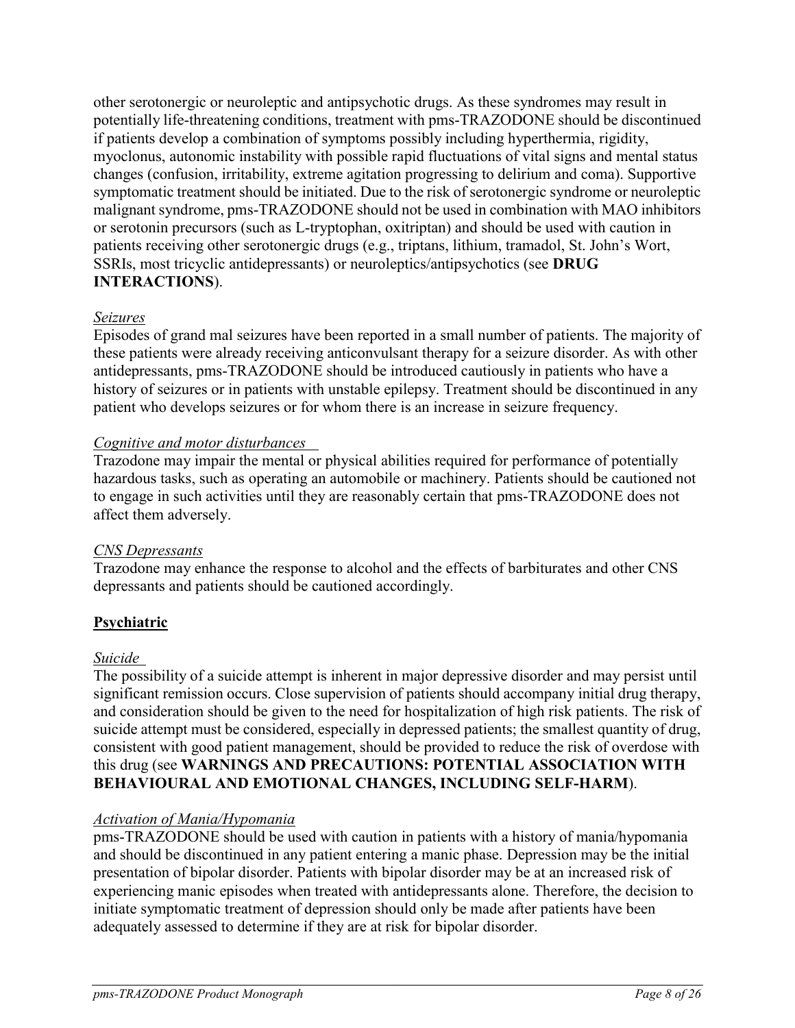other serotonergic or neuroleptic and antipsychotic drugs. As these syndromes may result in potentially life-threatening conditions, treatment with pms-TRAZODONE should be discontinued if patients develop a combination of symptoms possibly including hyperthermia, rigidity, myoclonus, autonomic instability with possible rapid fluctuations of vital signs and mental status changes (confusion, irritability, extreme agitation progressing to delirium and coma). Supportive symptomatic treatment should be initiated. Due to the risk of serotonergic syndrome or neuroleptic malignant syndrome, pms-TRAZODONE should not be used in combination with MAO inhibitors or serotonin precursors (such as L-tryptophan, oxitriptan) and should be used with caution in patients receiving other serotonergic drugs (e.g., triptans, lithium, tramadol, St. John's Wort, SSRIs, most tricyclic antidepressants) or neuroleptics/antipsychotics (see **DRUG INTERACTIONS**).

*Seizures*

Episodes of grand mal seizures have been reported in a small number of patients. The majority of these patients were already receiving anticonvulsant therapy for a seizure disorder. As with other antidepressants, pms-TRAZODONE should be introduced cautiously in patients who have a history of seizures or in patients with unstable epilepsy. Treatment should be discontinued in any patient who develops seizures or for whom there is an increase in seizure frequency.

*Cognitive and motor disturbances*

Trazodone may impair the mental or physical abilities required for performance of potentially hazardous tasks, such as operating an automobile or machinery. Patients should be cautioned not to engage in such activities until they are reasonably certain that pms-TRAZODONE does not affect them adversely.

*CNS Depressants*

Trazodone may enhance the response to alcohol and the effects of barbiturates and other CNS depressants and patients should be cautioned accordingly.

## Psychiatric

*Suicide*

The possibility of a suicide attempt is inherent in major depressive disorder and may persist until significant remission occurs. Close supervision of patients should accompany initial drug therapy, and consideration should be given to the need for hospitalization of high risk patients. The risk of suicide attempt must be considered, especially in depressed patients; the smallest quantity of drug, consistent with good patient management, should be provided to reduce the risk of overdose with this drug (see **WARNINGS AND PRECAUTIONS: POTENTIAL ASSOCIATION WITH BEHAVIOURAL AND EMOTIONAL CHANGES, INCLUDING SELF-HARM**).

*Activation of Mania/Hypomania*

pms-TRAZODONE should be used with caution in patients with a history of mania/hypomania and should be discontinued in any patient entering a manic phase. Depression may be the initial presentation of bipolar disorder. Patients with bipolar disorder may be at an increased risk of experiencing manic episodes when treated with antidepressants alone. Therefore, the decision to initiate symptomatic treatment of depression should only be made after patients have been adequately assessed to determine if they are at risk for bipolar disorder.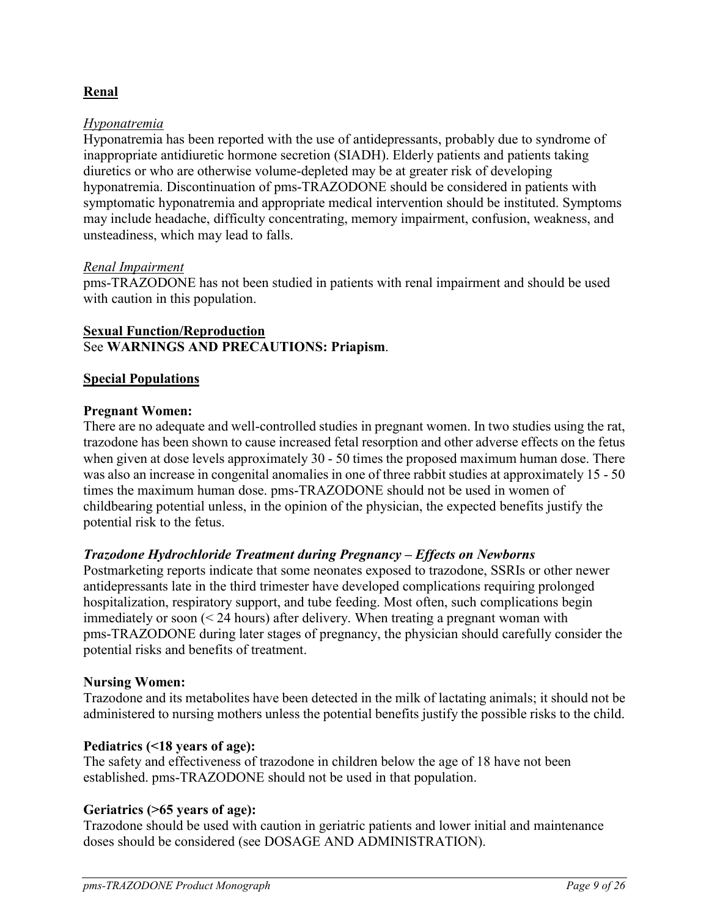## Renal

*Hyponatremia*

Hyponatremia has been reported with the use of antidepressants, probably due to syndrome of inappropriate antidiuretic hormone secretion (SIADH). Elderly patients and patients taking diuretics or who are otherwise volume-depleted may be at greater risk of developing hyponatremia. Discontinuation of pms-TRAZODONE should be considered in patients with symptomatic hyponatremia and appropriate medical intervention should be instituted. Symptoms may include headache, difficulty concentrating, memory impairment, confusion, weakness, and unsteadiness, which may lead to falls.

*Renal Impairment*

pms-TRAZODONE has not been studied in patients with renal impairment and should be used with caution in this population.

## Sexual Function/Reproduction

See **WARNINGS AND PRECAUTIONS: Priapism**.

## Special Populations

**Pregnant Women:**

There are no adequate and well-controlled studies in pregnant women. In two studies using the rat, trazodone has been shown to cause increased fetal resorption and other adverse effects on the fetus when given at dose levels approximately 30 - 50 times the proposed maximum human dose. There was also an increase in congenital anomalies in one of three rabbit studies at approximately 15 - 50 times the maximum human dose. pms-TRAZODONE should not be used in women of childbearing potential unless, in the opinion of the physician, the expected benefits justify the potential risk to the fetus.

***Trazodone Hydrochloride Treatment during Pregnancy – Effects on Newborns***

Postmarketing reports indicate that some neonates exposed to trazodone, SSRIs or other newer antidepressants late in the third trimester have developed complications requiring prolonged hospitalization, respiratory support, and tube feeding. Most often, such complications begin immediately or soon (< 24 hours) after delivery. When treating a pregnant woman with pms-TRAZODONE during later stages of pregnancy, the physician should carefully consider the potential risks and benefits of treatment.

**Nursing Women:**

Trazodone and its metabolites have been detected in the milk of lactating animals; it should not be administered to nursing mothers unless the potential benefits justify the possible risks to the child.

**Pediatrics (<18 years of age):**

The safety and effectiveness of trazodone in children below the age of 18 have not been established. pms-TRAZODONE should not be used in that population.

**Geriatrics (>65 years of age):**

Trazodone should be used with caution in geriatric patients and lower initial and maintenance doses should be considered (see DOSAGE AND ADMINISTRATION).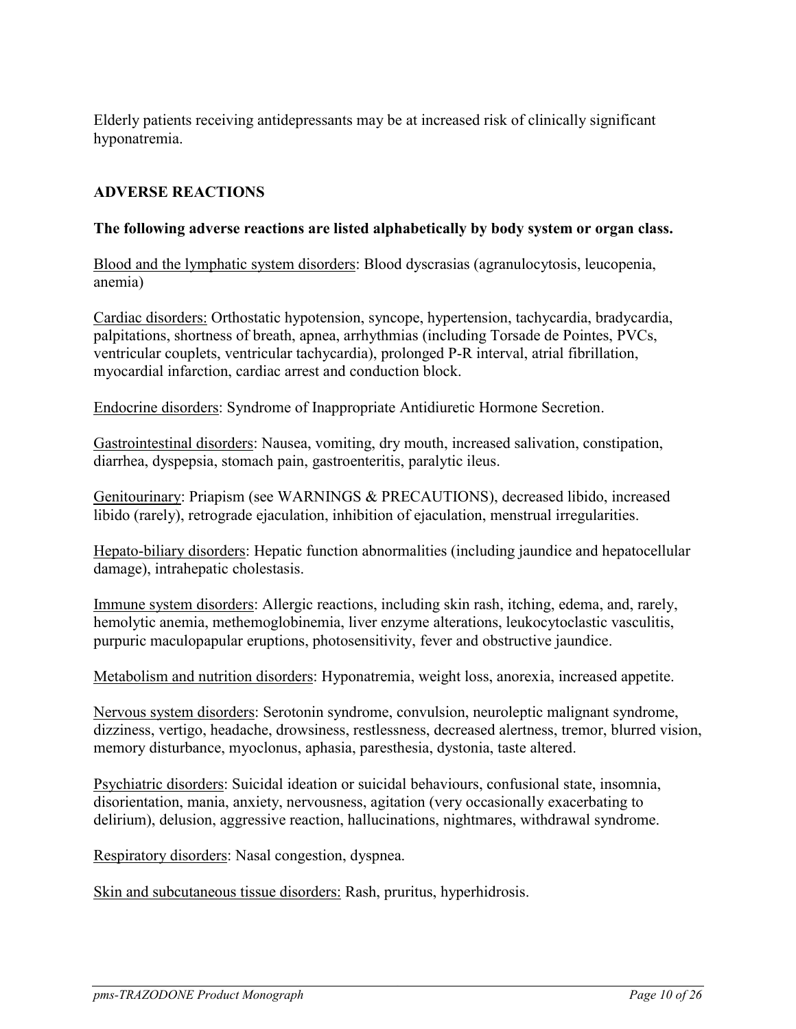Elderly patients receiving antidepressants may be at increased risk of clinically significant hyponatremia.

## ADVERSE REACTIONS

**The following adverse reactions are listed alphabetically by body system or organ class.**

Blood and the lymphatic system disorders: Blood dyscrasias (agranulocytosis, leucopenia, anemia)

Cardiac disorders: Orthostatic hypotension, syncope, hypertension, tachycardia, bradycardia, palpitations, shortness of breath, apnea, arrhythmias (including Torsade de Pointes, PVCs, ventricular couplets, ventricular tachycardia), prolonged P-R interval, atrial fibrillation, myocardial infarction, cardiac arrest and conduction block.

Endocrine disorders: Syndrome of Inappropriate Antidiuretic Hormone Secretion.

Gastrointestinal disorders: Nausea, vomiting, dry mouth, increased salivation, constipation, diarrhea, dyspepsia, stomach pain, gastroenteritis, paralytic ileus.

Genitourinary: Priapism (see WARNINGS & PRECAUTIONS), decreased libido, increased libido (rarely), retrograde ejaculation, inhibition of ejaculation, menstrual irregularities.

Hepato-biliary disorders: Hepatic function abnormalities (including jaundice and hepatocellular damage), intrahepatic cholestasis.

Immune system disorders: Allergic reactions, including skin rash, itching, edema, and, rarely, hemolytic anemia, methemoglobinemia, liver enzyme alterations, leukocytoclastic vasculitis, purpuric maculopapular eruptions, photosensitivity, fever and obstructive jaundice.

Metabolism and nutrition disorders: Hyponatremia, weight loss, anorexia, increased appetite.

Nervous system disorders: Serotonin syndrome, convulsion, neuroleptic malignant syndrome, dizziness, vertigo, headache, drowsiness, restlessness, decreased alertness, tremor, blurred vision, memory disturbance, myoclonus, aphasia, paresthesia, dystonia, taste altered.

Psychiatric disorders: Suicidal ideation or suicidal behaviours, confusional state, insomnia, disorientation, mania, anxiety, nervousness, agitation (very occasionally exacerbating to delirium), delusion, aggressive reaction, hallucinations, nightmares, withdrawal syndrome.

Respiratory disorders: Nasal congestion, dyspnea.

Skin and subcutaneous tissue disorders: Rash, pruritus, hyperhidrosis.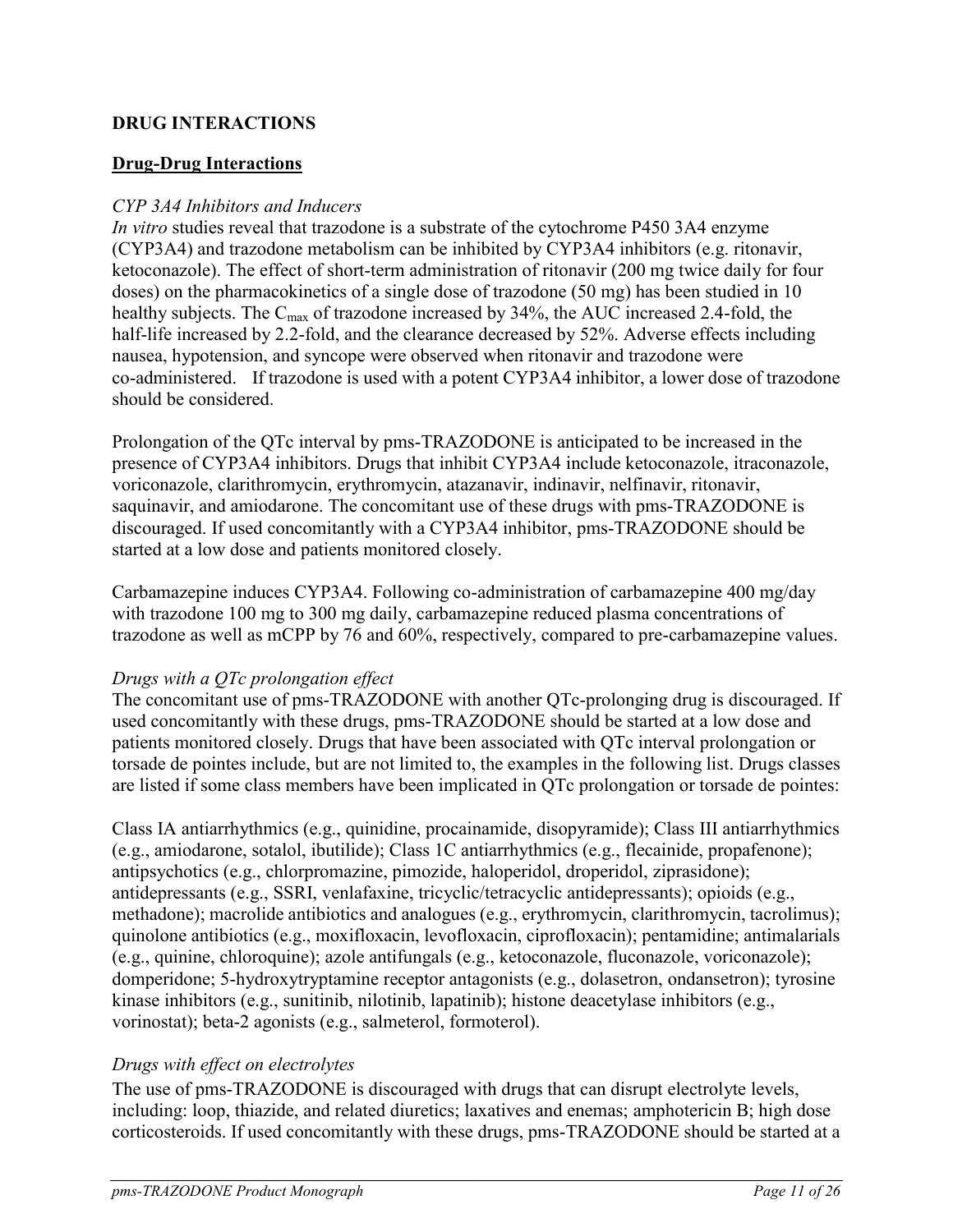## DRUG INTERACTIONS

### Drug-Drug Interactions

*CYP 3A4 Inhibitors and Inducers*

*In vitro* studies reveal that trazodone is a substrate of the cytochrome P450 3A4 enzyme (CYP3A4) and trazodone metabolism can be inhibited by CYP3A4 inhibitors (e.g. ritonavir, ketoconazole). The effect of short-term administration of ritonavir (200 mg twice daily for four doses) on the pharmacokinetics of a single dose of trazodone (50 mg) has been studied in 10 healthy subjects. The $C_{max}$ of trazodone increased by 34%, the AUC increased 2.4-fold, the half-life increased by 2.2-fold, and the clearance decreased by 52%. Adverse effects including nausea, hypotension, and syncope were observed when ritonavir and trazodone were co-administered. If trazodone is used with a potent CYP3A4 inhibitor, a lower dose of trazodone should be considered.

Prolongation of the QTc interval by pms-TRAZODONE is anticipated to be increased in the presence of CYP3A4 inhibitors. Drugs that inhibit CYP3A4 include ketoconazole, itraconazole, voriconazole, clarithromycin, erythromycin, atazanavir, indinavir, nelfinavir, ritonavir, saquinavir, and amiodarone. The concomitant use of these drugs with pms-TRAZODONE is discouraged. If used concomitantly with a CYP3A4 inhibitor, pms-TRAZODONE should be started at a low dose and patients monitored closely.

Carbamazepine induces CYP3A4. Following co-administration of carbamazepine 400 mg/day with trazodone 100 mg to 300 mg daily, carbamazepine reduced plasma concentrations of trazodone as well as mCPP by 76 and 60%, respectively, compared to pre-carbamazepine values.

*Drugs with a QTc prolongation effect*

The concomitant use of pms-TRAZODONE with another QTc-prolonging drug is discouraged. If used concomitantly with these drugs, pms-TRAZODONE should be started at a low dose and patients monitored closely. Drugs that have been associated with QTc interval prolongation or torsade de pointes include, but are not limited to, the examples in the following list. Drugs classes are listed if some class members have been implicated in QTc prolongation or torsade de pointes:

Class IA antiarrhythmics (e.g., quinidine, procainamide, disopyramide); Class III antiarrhythmics (e.g., amiodarone, sotalol, ibutilide); Class 1C antiarrhythmics (e.g., flecainide, propafenone); antipsychotics (e.g., chlorpromazine, pimozide, haloperidol, droperidol, ziprasidone); antidepressants (e.g., SSRI, venlafaxine, tricyclic/tetracyclic antidepressants); opioids (e.g., methadone); macrolide antibiotics and analogues (e.g., erythromycin, clarithromycin, tacrolimus); quinolone antibiotics (e.g., moxifloxacin, levofloxacin, ciprofloxacin); pentamidine; antimalarials (e.g., quinine, chloroquine); azole antifungals (e.g., ketoconazole, fluconazole, voriconazole); domperidone; 5-hydroxytryptamine receptor antagonists (e.g., dolasetron, ondansetron); tyrosine kinase inhibitors (e.g., sunitinib, nilotinib, lapatinib); histone deacetylase inhibitors (e.g., vorinostat); beta-2 agonists (e.g., salmeterol, formoterol).

*Drugs with effect on electrolytes*

The use of pms-TRAZODONE is discouraged with drugs that can disrupt electrolyte levels, including: loop, thiazide, and related diuretics; laxatives and enemas; amphotericin B; high dose corticosteroids. If used concomitantly with these drugs, pms-TRAZODONE should be started at a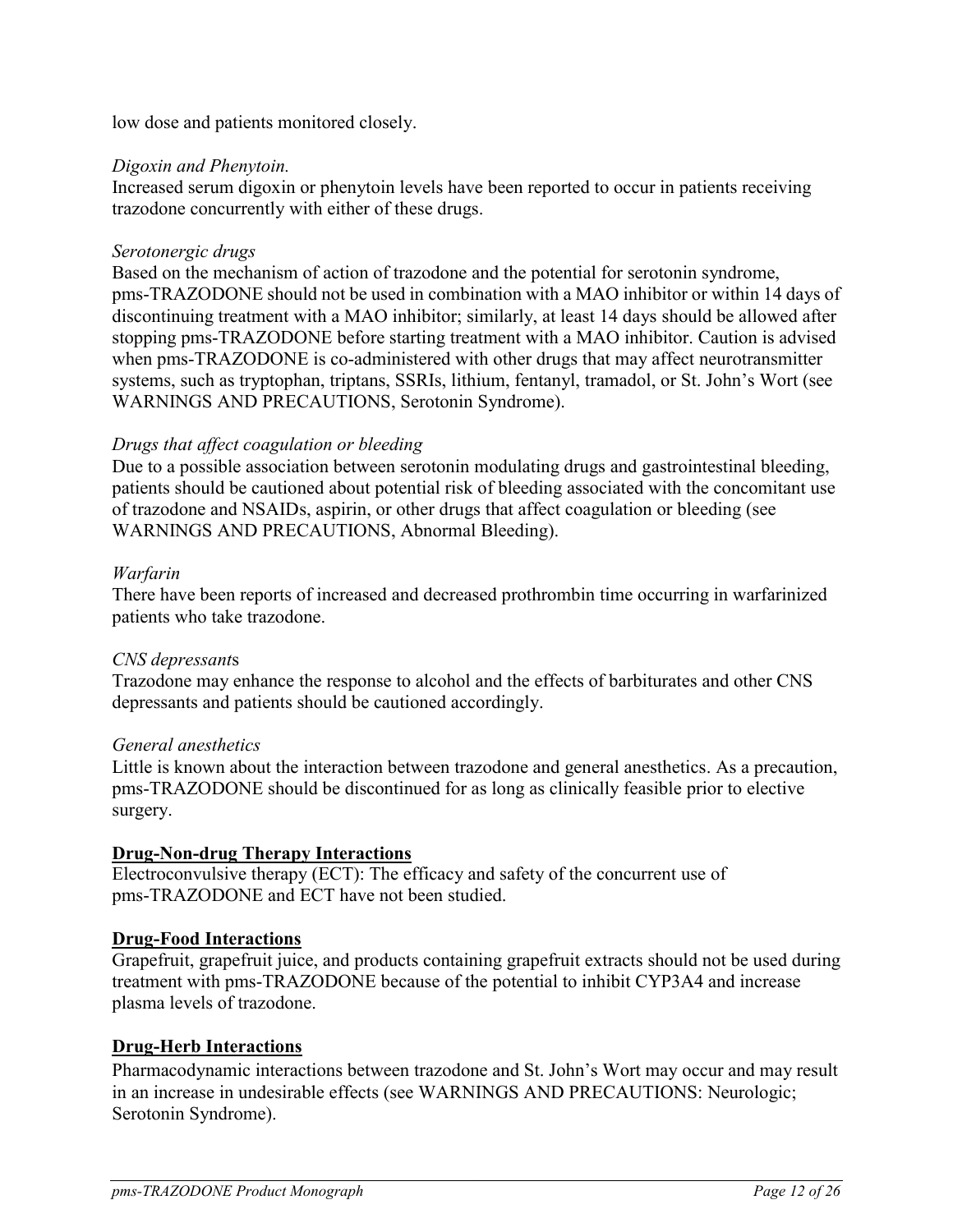low dose and patients monitored closely.

*Digoxin and Phenytoin.*

Increased serum digoxin or phenytoin levels have been reported to occur in patients receiving trazodone concurrently with either of these drugs.

*Serotonergic drugs*

Based on the mechanism of action of trazodone and the potential for serotonin syndrome, pms-TRAZODONE should not be used in combination with a MAO inhibitor or within 14 days of discontinuing treatment with a MAO inhibitor; similarly, at least 14 days should be allowed after stopping pms-TRAZODONE before starting treatment with a MAO inhibitor. Caution is advised when pms-TRAZODONE is co-administered with other drugs that may affect neurotransmitter systems, such as tryptophan, triptans, SSRIs, lithium, fentanyl, tramadol, or St. John's Wort (see WARNINGS AND PRECAUTIONS, Serotonin Syndrome).

*Drugs that affect coagulation or bleeding*

Due to a possible association between serotonin modulating drugs and gastrointestinal bleeding, patients should be cautioned about potential risk of bleeding associated with the concomitant use of trazodone and NSAIDs, aspirin, or other drugs that affect coagulation or bleeding (see WARNINGS AND PRECAUTIONS, Abnormal Bleeding).

*Warfarin*

There have been reports of increased and decreased prothrombin time occurring in warfarinized patients who take trazodone.

*CNS depressants*

Trazodone may enhance the response to alcohol and the effects of barbiturates and other CNS depressants and patients should be cautioned accordingly.

*General anesthetics*

Little is known about the interaction between trazodone and general anesthetics. As a precaution, pms-TRAZODONE should be discontinued for as long as clinically feasible prior to elective surgery.

**Drug-Non-drug Therapy Interactions**

Electroconvulsive therapy (ECT): The efficacy and safety of the concurrent use of pms-TRAZODONE and ECT have not been studied.

**Drug-Food Interactions**

Grapefruit, grapefruit juice, and products containing grapefruit extracts should not be used during treatment with pms-TRAZODONE because of the potential to inhibit CYP3A4 and increase plasma levels of trazodone.

**Drug-Herb Interactions**

Pharmacodynamic interactions between trazodone and St. John's Wort may occur and may result in an increase in undesirable effects (see WARNINGS AND PRECAUTIONS: Neurologic; Serotonin Syndrome).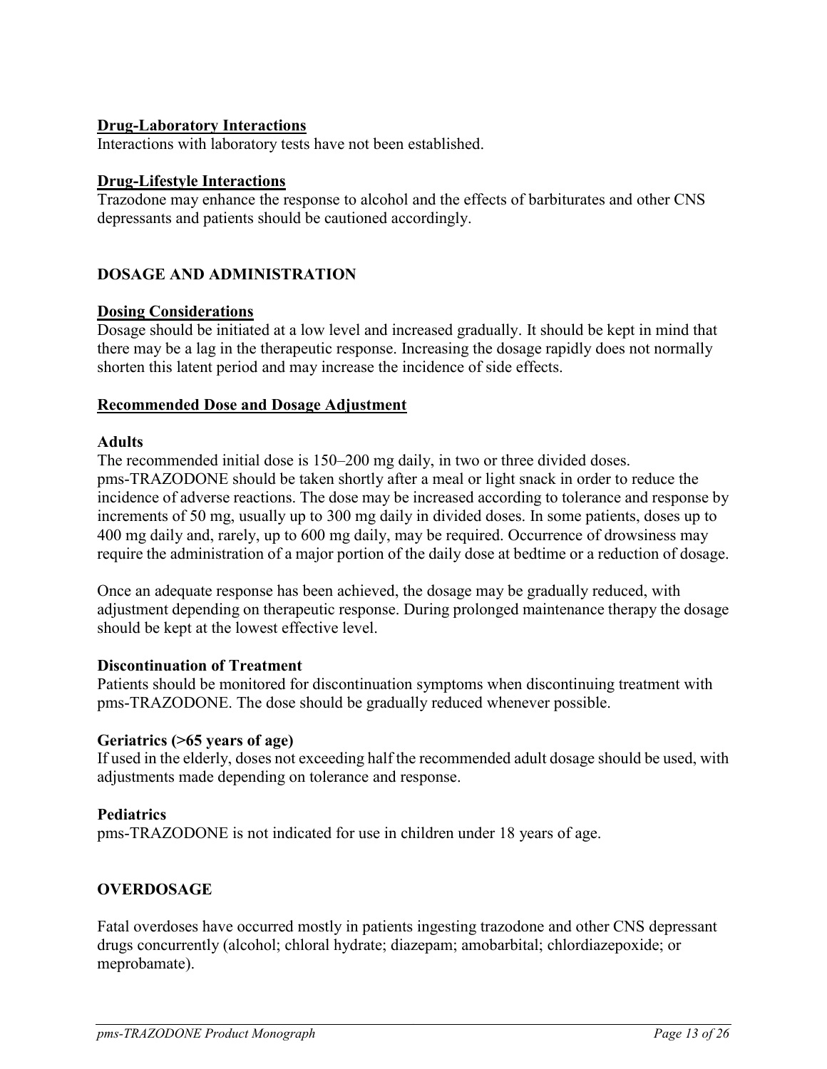### Drug-Laboratory Interactions

Interactions with laboratory tests have not been established.

### Drug-Lifestyle Interactions

Trazodone may enhance the response to alcohol and the effects of barbiturates and other CNS depressants and patients should be cautioned accordingly.

## DOSAGE AND ADMINISTRATION

### Dosing Considerations

Dosage should be initiated at a low level and increased gradually. It should be kept in mind that there may be a lag in the therapeutic response. Increasing the dosage rapidly does not normally shorten this latent period and may increase the incidence of side effects.

### Recommended Dose and Dosage Adjustment

**Adults**

The recommended initial dose is 150–200 mg daily, in two or three divided doses. pms-TRAZODONE should be taken shortly after a meal or light snack in order to reduce the incidence of adverse reactions. The dose may be increased according to tolerance and response by increments of 50 mg, usually up to 300 mg daily in divided doses. In some patients, doses up to 400 mg daily and, rarely, up to 600 mg daily, may be required. Occurrence of drowsiness may require the administration of a major portion of the daily dose at bedtime or a reduction of dosage.

Once an adequate response has been achieved, the dosage may be gradually reduced, with adjustment depending on therapeutic response. During prolonged maintenance therapy the dosage should be kept at the lowest effective level.

**Discontinuation of Treatment**

Patients should be monitored for discontinuation symptoms when discontinuing treatment with pms-TRAZODONE. The dose should be gradually reduced whenever possible.

**Geriatrics (>65 years of age)**

If used in the elderly, doses not exceeding half the recommended adult dosage should be used, with adjustments made depending on tolerance and response.

**Pediatrics**

pms-TRAZODONE is not indicated for use in children under 18 years of age.

## OVERDOSAGE

Fatal overdoses have occurred mostly in patients ingesting trazodone and other CNS depressant drugs concurrently (alcohol; chloral hydrate; diazepam; amobarbital; chlordiazepoxide; or meprobamate).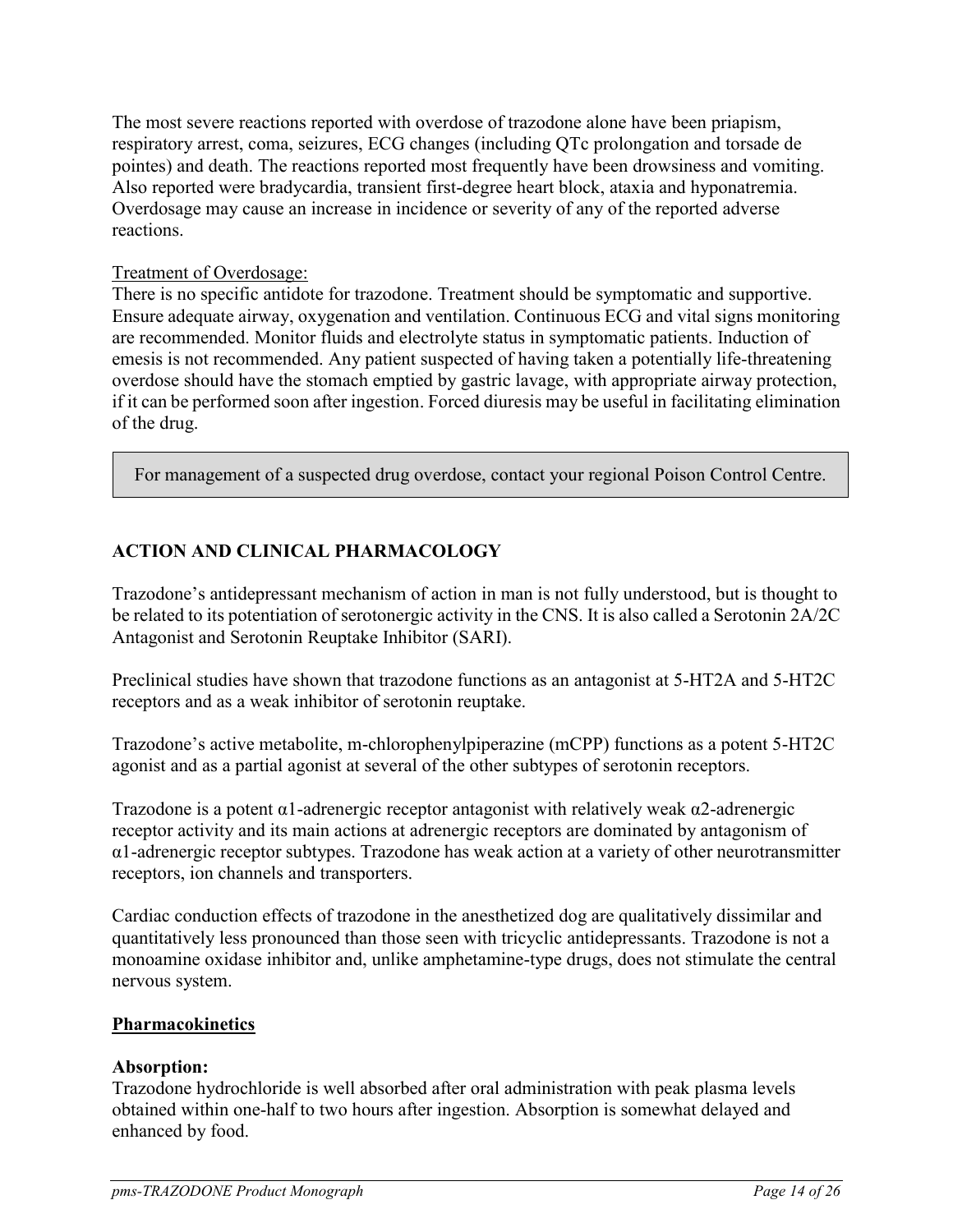The most severe reactions reported with overdose of trazodone alone have been priapism, respiratory arrest, coma, seizures, ECG changes (including QTc prolongation and torsade de pointes) and death. The reactions reported most frequently have been drowsiness and vomiting. Also reported were bradycardia, transient first-degree heart block, ataxia and hyponatremia. Overdosage may cause an increase in incidence or severity of any of the reported adverse reactions.

Treatment of Overdosage:

There is no specific antidote for trazodone. Treatment should be symptomatic and supportive. Ensure adequate airway, oxygenation and ventilation. Continuous ECG and vital signs monitoring are recommended. Monitor fluids and electrolyte status in symptomatic patients. Induction of emesis is not recommended. Any patient suspected of having taken a potentially life-threatening overdose should have the stomach emptied by gastric lavage, with appropriate airway protection, if it can be performed soon after ingestion. Forced diuresis may be useful in facilitating elimination of the drug.

> For management of a suspected drug overdose, contact your regional Poison Control Centre.

## ACTION AND CLINICAL PHARMACOLOGY

Trazodone's antidepressant mechanism of action in man is not fully understood, but is thought to be related to its potentiation of serotonergic activity in the CNS. It is also called a Serotonin 2A/2C Antagonist and Serotonin Reuptake Inhibitor (SARI).

Preclinical studies have shown that trazodone functions as an antagonist at 5-HT2A and 5-HT2C receptors and as a weak inhibitor of serotonin reuptake.

Trazodone's active metabolite, m-chlorophenylpiperazine (mCPP) functions as a potent 5-HT2C agonist and as a partial agonist at several of the other subtypes of serotonin receptors.

Trazodone is a potent α1-adrenergic receptor antagonist with relatively weak α2-adrenergic receptor activity and its main actions at adrenergic receptors are dominated by antagonism of α1-adrenergic receptor subtypes. Trazodone has weak action at a variety of other neurotransmitter receptors, ion channels and transporters.

Cardiac conduction effects of trazodone in the anesthetized dog are qualitatively dissimilar and quantitatively less pronounced than those seen with tricyclic antidepressants. Trazodone is not a monoamine oxidase inhibitor and, unlike amphetamine-type drugs, does not stimulate the central nervous system.

### Pharmacokinetics

**Absorption:**
Trazodone hydrochloride is well absorbed after oral administration with peak plasma levels obtained within one-half to two hours after ingestion. Absorption is somewhat delayed and enhanced by food.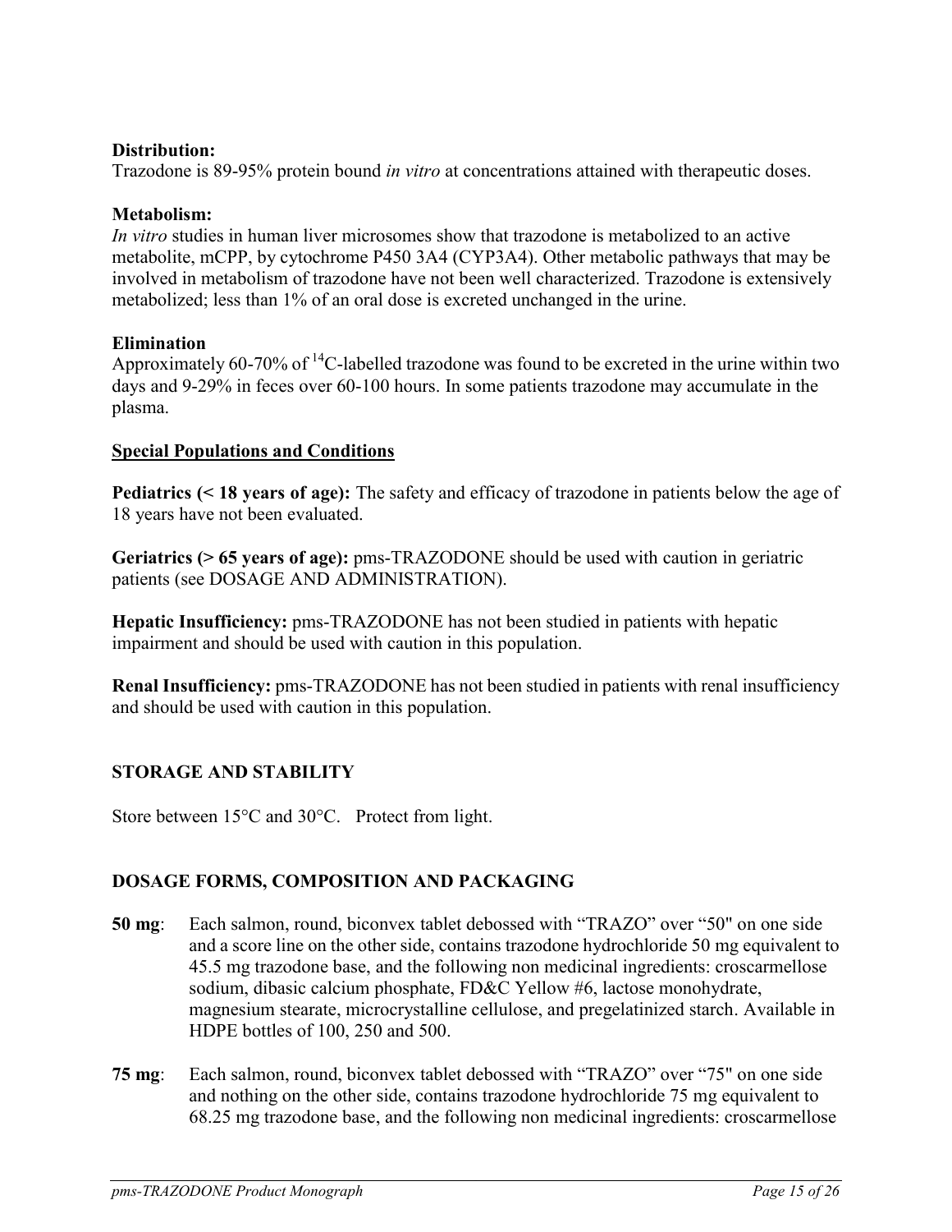**Distribution:**
Trazodone is 89-95% protein bound *in vitro* at concentrations attained with therapeutic doses.

**Metabolism:**
*In vitro* studies in human liver microsomes show that trazodone is metabolized to an active metabolite, mCPP, by cytochrome P450 3A4 (CYP3A4). Other metabolic pathways that may be involved in metabolism of trazodone have not been well characterized. Trazodone is extensively metabolized; less than 1% of an oral dose is excreted unchanged in the urine.

**Elimination**
Approximately 60-70% of $^{14}C$-labelled trazodone was found to be excreted in the urine within two days and 9-29% in feces over 60-100 hours. In some patients trazodone may accumulate in the plasma.

**Special Populations and Conditions**

**Pediatrics (< 18 years of age):** The safety and efficacy of trazodone in patients below the age of 18 years have not been evaluated.

**Geriatrics (> 65 years of age):** pms-TRAZODONE should be used with caution in geriatric patients (see DOSAGE AND ADMINISTRATION).

**Hepatic Insufficiency:** pms-TRAZODONE has not been studied in patients with hepatic impairment and should be used with caution in this population.

**Renal Insufficiency:** pms-TRAZODONE has not been studied in patients with renal insufficiency and should be used with caution in this population.

## STORAGE AND STABILITY

Store between 15°C and 30°C. Protect from light.

## DOSAGE FORMS, COMPOSITION AND PACKAGING

**50 mg**: Each salmon, round, biconvex tablet debossed with "TRAZO" over "50" on one side and a score line on the other side, contains trazodone hydrochloride 50 mg equivalent to 45.5 mg trazodone base, and the following non medicinal ingredients: croscarmellose sodium, dibasic calcium phosphate, FD&C Yellow #6, lactose monohydrate, magnesium stearate, microcrystalline cellulose, and pregelatinized starch. Available in HDPE bottles of 100, 250 and 500.

**75 mg**: Each salmon, round, biconvex tablet debossed with "TRAZO" over "75" on one side and nothing on the other side, contains trazodone hydrochloride 75 mg equivalent to 68.25 mg trazodone base, and the following non medicinal ingredients: croscarmellose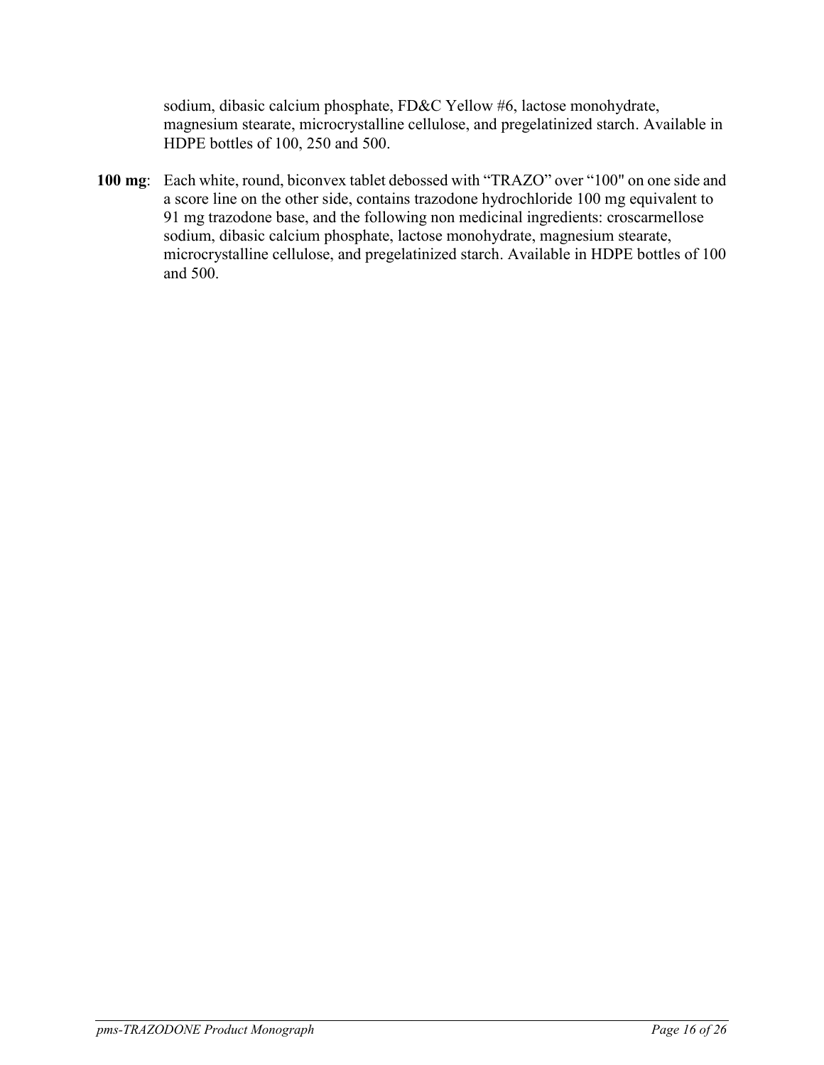sodium, dibasic calcium phosphate, FD&C Yellow #6, lactose monohydrate, magnesium stearate, microcrystalline cellulose, and pregelatinized starch. Available in HDPE bottles of 100, 250 and 500.

**100 mg**: Each white, round, biconvex tablet debossed with "TRAZO" over "100" on one side and a score line on the other side, contains trazodone hydrochloride 100 mg equivalent to 91 mg trazodone base, and the following non medicinal ingredients: croscarmellose sodium, dibasic calcium phosphate, lactose monohydrate, magnesium stearate, microcrystalline cellulose, and pregelatinized starch. Available in HDPE bottles of 100 and 500.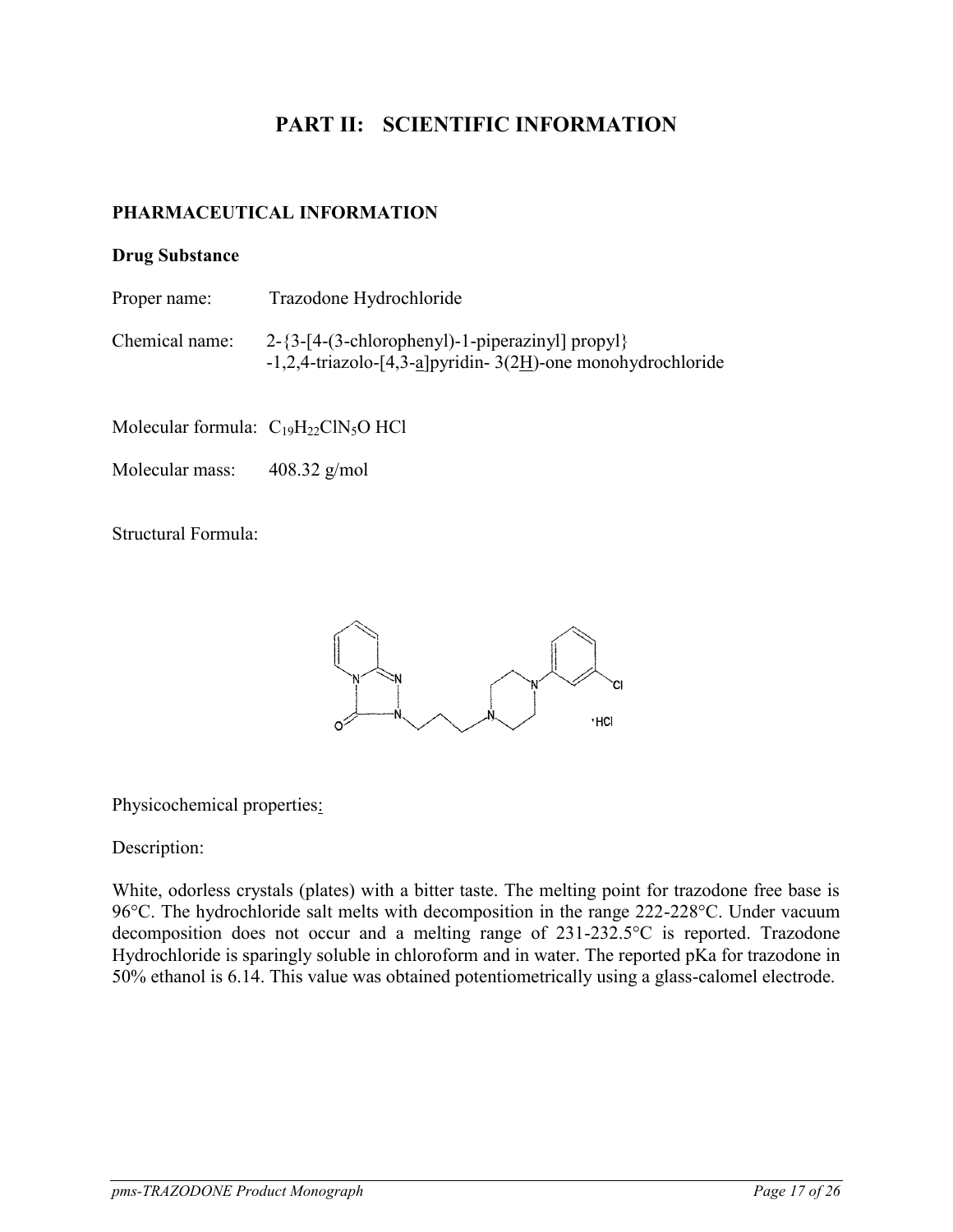# PART II: SCIENTIFIC INFORMATION

## PHARMACEUTICAL INFORMATION

### Drug Substance

Proper name: Trazodone Hydrochloride

Chemical name: 2-{3-[4-(3-chlorophenyl)-1-piperazinyl] propyl} -1,2,4-triazolo-[4,3-a]pyridin- 3(2H)-one monohydrochloride

Molecular formula: $C_{19}H_{22}ClN_5O$ HCl

Molecular mass: 408.32 g/mol

Structural Formula:

Physicochemical properties:

Description:

White, odorless crystals (plates) with a bitter taste. The melting point for trazodone free base is 96°C. The hydrochloride salt melts with decomposition in the range 222-228°C. Under vacuum decomposition does not occur and a melting range of 231-232.5°C is reported. Trazodone Hydrochloride is sparingly soluble in chloroform and in water. The reported pKa for trazodone in 50% ethanol is 6.14. This value was obtained potentiometrically using a glass-calomel electrode.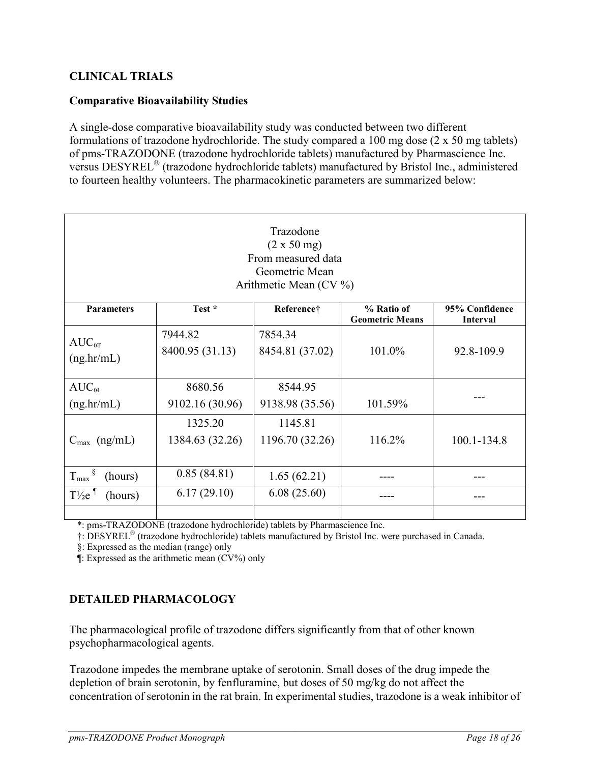## CLINICAL TRIALS

### Comparative Bioavailability Studies

A single-dose comparative bioavailability study was conducted between two different formulations of trazodone hydrochloride. The study compared a 100 mg dose (2 x 50 mg tablets) of pms-TRAZODONE (trazodone hydrochloride tablets) manufactured by Pharmascience Inc. versus DESYREL® (trazodone hydrochloride tablets) manufactured by Bristol Inc., administered to fourteen healthy volunteers. The pharmacokinetic parameters are summarized below:

| Trazodone<br>(2 x 50 mg)<br>From measured data<br>Geometric Mean<br>Arithmetic Mean (CV %) | | | | |
|---|---|---|---|---|
| **Parameters** | **Test \*** | **Reference†** | **% Ratio of Geometric Means** | **95% Confidence Interval** |
| $AUC_{0T}$ (ng.hr/mL) | 7944.82<br>8400.95 (31.13) | 7854.34<br>8454.81 (37.02) | 101.0% | 92.8-109.9 |
| $AUC_{0I}$ (ng.hr/mL) | 8680.56<br>9102.16 (30.96) | 8544.95<br>9138.98 (35.56) | 101.59% | --- |
| $C_{max}$ (ng/mL) | 1325.20<br>1384.63 (32.26) | 1145.81<br>1196.70 (32.26) | 116.2% | 100.1-134.8 |
| $T_{max}$ § (hours) | 0.85 (84.81) | 1.65 (62.21) | ---- | --- |
| $T_{½e}$ ¶ (hours) | 6.17 (29.10) | 6.08 (25.60) | ---- | --- |
| | | | | |

*: pms-TRAZODONE (trazodone hydrochloride) tablets by Pharmascience Inc.

†: DESYREL® (trazodone hydrochloride) tablets manufactured by Bristol Inc. were purchased in Canada.

§: Expressed as the median (range) only

¶: Expressed as the arithmetic mean (CV%) only

## DETAILED PHARMACOLOGY

The pharmacological profile of trazodone differs significantly from that of other known psychopharmacological agents.

Trazodone impedes the membrane uptake of serotonin. Small doses of the drug impede the depletion of brain serotonin, by fenfluramine, but doses of 50 mg/kg do not affect the concentration of serotonin in the rat brain. In experimental studies, trazodone is a weak inhibitor of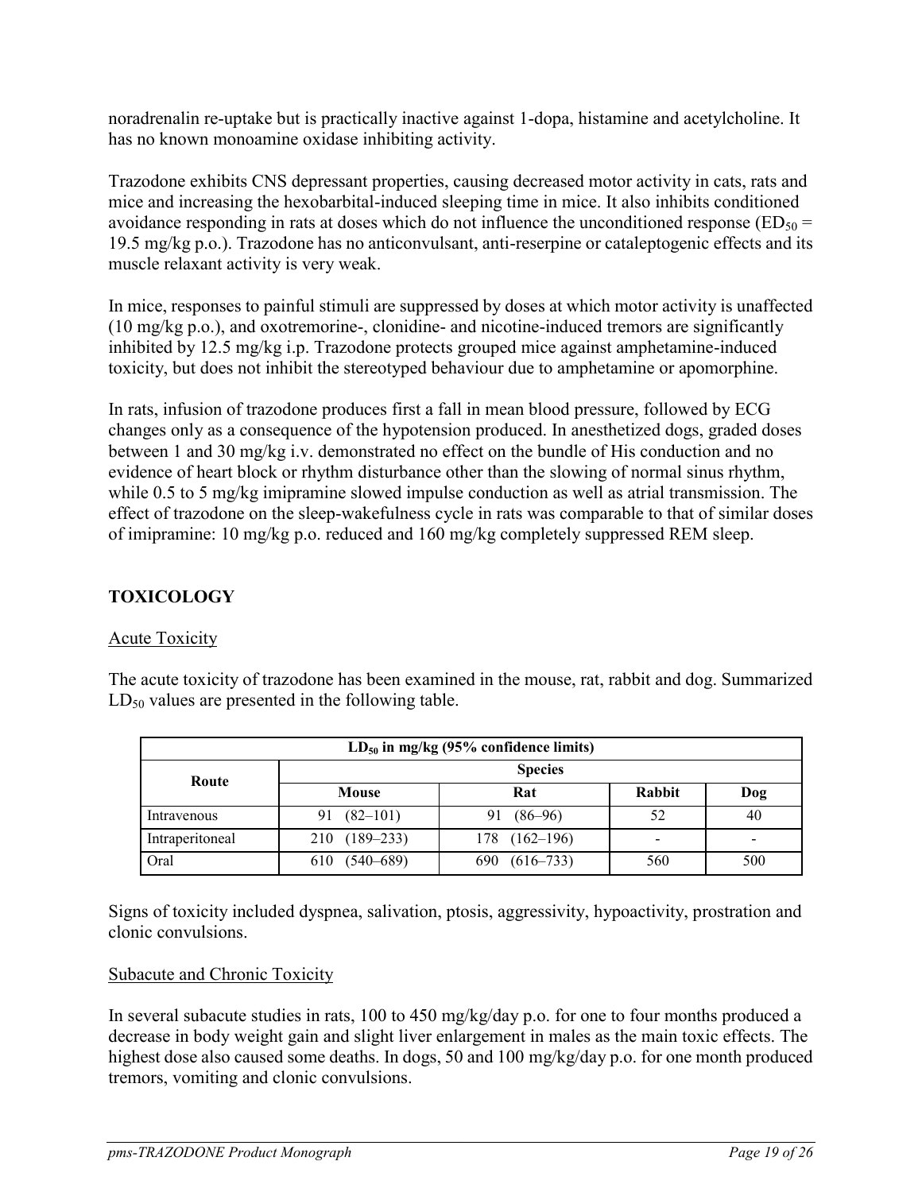noradrenalin re-uptake but is practically inactive against 1-dopa, histamine and acetylcholine. It has no known monoamine oxidase inhibiting activity.

Trazodone exhibits CNS depressant properties, causing decreased motor activity in cats, rats and mice and increasing the hexobarbital-induced sleeping time in mice. It also inhibits conditioned avoidance responding in rats at doses which do not influence the unconditioned response ($ED_{50}$ = 19.5 mg/kg p.o.). Trazodone has no anticonvulsant, anti-reserpine or cataleptogenic effects and its muscle relaxant activity is very weak.

In mice, responses to painful stimuli are suppressed by doses at which motor activity is unaffected (10 mg/kg p.o.), and oxotremorine-, clonidine- and nicotine-induced tremors are significantly inhibited by 12.5 mg/kg i.p. Trazodone protects grouped mice against amphetamine-induced toxicity, but does not inhibit the stereotyped behaviour due to amphetamine or apomorphine.

In rats, infusion of trazodone produces first a fall in mean blood pressure, followed by ECG changes only as a consequence of the hypotension produced. In anesthetized dogs, graded doses between 1 and 30 mg/kg i.v. demonstrated no effect on the bundle of His conduction and no evidence of heart block or rhythm disturbance other than the slowing of normal sinus rhythm, while 0.5 to 5 mg/kg imipramine slowed impulse conduction as well as atrial transmission. The effect of trazodone on the sleep-wakefulness cycle in rats was comparable to that of similar doses of imipramine: 10 mg/kg p.o. reduced and 160 mg/kg completely suppressed REM sleep.

## TOXICOLOGY

### Acute Toxicity

The acute toxicity of trazodone has been examined in the mouse, rat, rabbit and dog. Summarized $LD_{50}$ values are presented in the following table.

| $LD_{50}$ in mg/kg (95% confidence limits) | | | | |
|---|---|---|---|---|
| Route | Species | | | |
| | Mouse | Rat | Rabbit | Dog |
| Intravenous | 91 (82–101) | 91 (86–96) | 52 | 40 |
| Intraperitoneal | 210 (189–233) | 178 (162–196) | - | - |
| Oral | 610 (540–689) | 690 (616–733) | 560 | 500 |

Signs of toxicity included dyspnea, salivation, ptosis, aggressivity, hypoactivity, prostration and clonic convulsions.

### Subacute and Chronic Toxicity

In several subacute studies in rats, 100 to 450 mg/kg/day p.o. for one to four months produced a decrease in body weight gain and slight liver enlargement in males as the main toxic effects. The highest dose also caused some deaths. In dogs, 50 and 100 mg/kg/day p.o. for one month produced tremors, vomiting and clonic convulsions.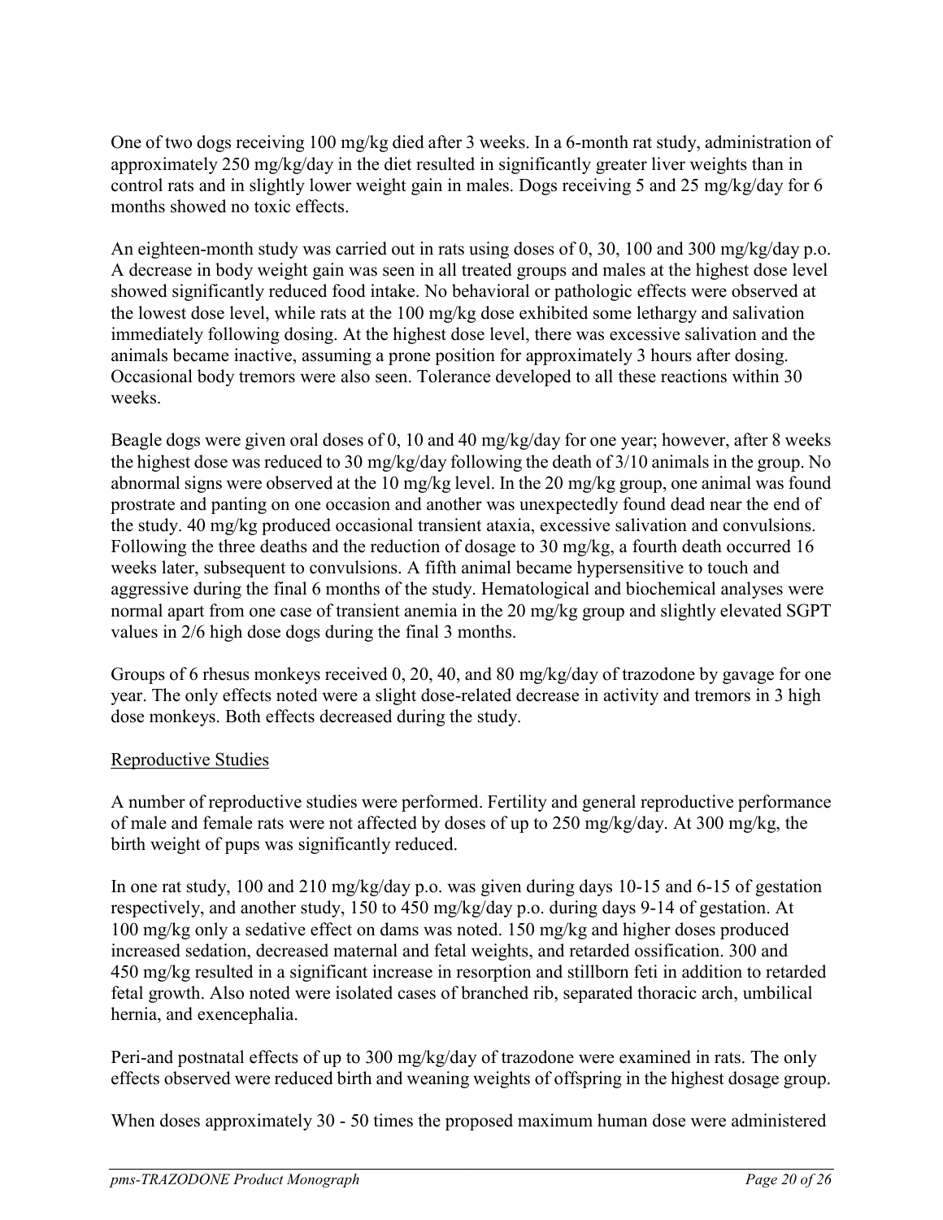One of two dogs receiving 100 mg/kg died after 3 weeks. In a 6-month rat study, administration of approximately 250 mg/kg/day in the diet resulted in significantly greater liver weights than in control rats and in slightly lower weight gain in males. Dogs receiving 5 and 25 mg/kg/day for 6 months showed no toxic effects.

An eighteen-month study was carried out in rats using doses of 0, 30, 100 and 300 mg/kg/day p.o. A decrease in body weight gain was seen in all treated groups and males at the highest dose level showed significantly reduced food intake. No behavioral or pathologic effects were observed at the lowest dose level, while rats at the 100 mg/kg dose exhibited some lethargy and salivation immediately following dosing. At the highest dose level, there was excessive salivation and the animals became inactive, assuming a prone position for approximately 3 hours after dosing. Occasional body tremors were also seen. Tolerance developed to all these reactions within 30 weeks.

Beagle dogs were given oral doses of 0, 10 and 40 mg/kg/day for one year; however, after 8 weeks the highest dose was reduced to 30 mg/kg/day following the death of 3/10 animals in the group. No abnormal signs were observed at the 10 mg/kg level. In the 20 mg/kg group, one animal was found prostrate and panting on one occasion and another was unexpectedly found dead near the end of the study. 40 mg/kg produced occasional transient ataxia, excessive salivation and convulsions. Following the three deaths and the reduction of dosage to 30 mg/kg, a fourth death occurred 16 weeks later, subsequent to convulsions. A fifth animal became hypersensitive to touch and aggressive during the final 6 months of the study. Hematological and biochemical analyses were normal apart from one case of transient anemia in the 20 mg/kg group and slightly elevated SGPT values in 2/6 high dose dogs during the final 3 months.

Groups of 6 rhesus monkeys received 0, 20, 40, and 80 mg/kg/day of trazodone by gavage for one year. The only effects noted were a slight dose-related decrease in activity and tremors in 3 high dose monkeys. Both effects decreased during the study.

Reproductive Studies

A number of reproductive studies were performed. Fertility and general reproductive performance of male and female rats were not affected by doses of up to 250 mg/kg/day. At 300 mg/kg, the birth weight of pups was significantly reduced.

In one rat study, 100 and 210 mg/kg/day p.o. was given during days 10-15 and 6-15 of gestation respectively, and another study, 150 to 450 mg/kg/day p.o. during days 9-14 of gestation. At 100 mg/kg only a sedative effect on dams was noted. 150 mg/kg and higher doses produced increased sedation, decreased maternal and fetal weights, and retarded ossification. 300 and 450 mg/kg resulted in a significant increase in resorption and stillborn feti in addition to retarded fetal growth. Also noted were isolated cases of branched rib, separated thoracic arch, umbilical hernia, and exencephalia.

Peri-and postnatal effects of up to 300 mg/kg/day of trazodone were examined in rats. The only effects observed were reduced birth and weaning weights of offspring in the highest dosage group.

When doses approximately 30 - 50 times the proposed maximum human dose were administered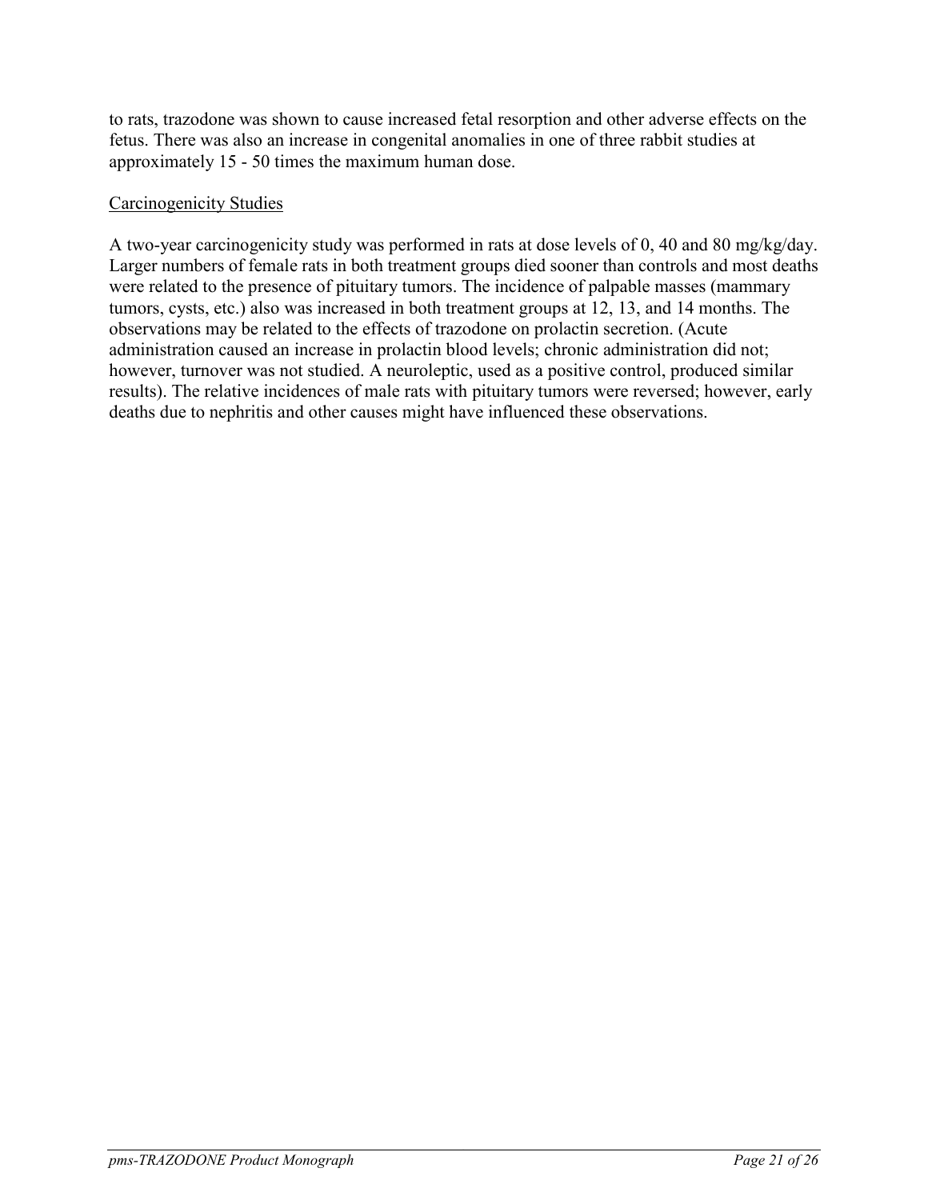to rats, trazodone was shown to cause increased fetal resorption and other adverse effects on the fetus. There was also an increase in congenital anomalies in one of three rabbit studies at approximately 15 - 50 times the maximum human dose.

<u>Carcinogenicity Studies</u>

A two-year carcinogenicity study was performed in rats at dose levels of 0, 40 and 80 mg/kg/day. Larger numbers of female rats in both treatment groups died sooner than controls and most deaths were related to the presence of pituitary tumors. The incidence of palpable masses (mammary tumors, cysts, etc.) also was increased in both treatment groups at 12, 13, and 14 months. The observations may be related to the effects of trazodone on prolactin secretion. (Acute administration caused an increase in prolactin blood levels; chronic administration did not; however, turnover was not studied. A neuroleptic, used as a positive control, produced similar results). The relative incidences of male rats with pituitary tumors were reversed; however, early deaths due to nephritis and other causes might have influenced these observations.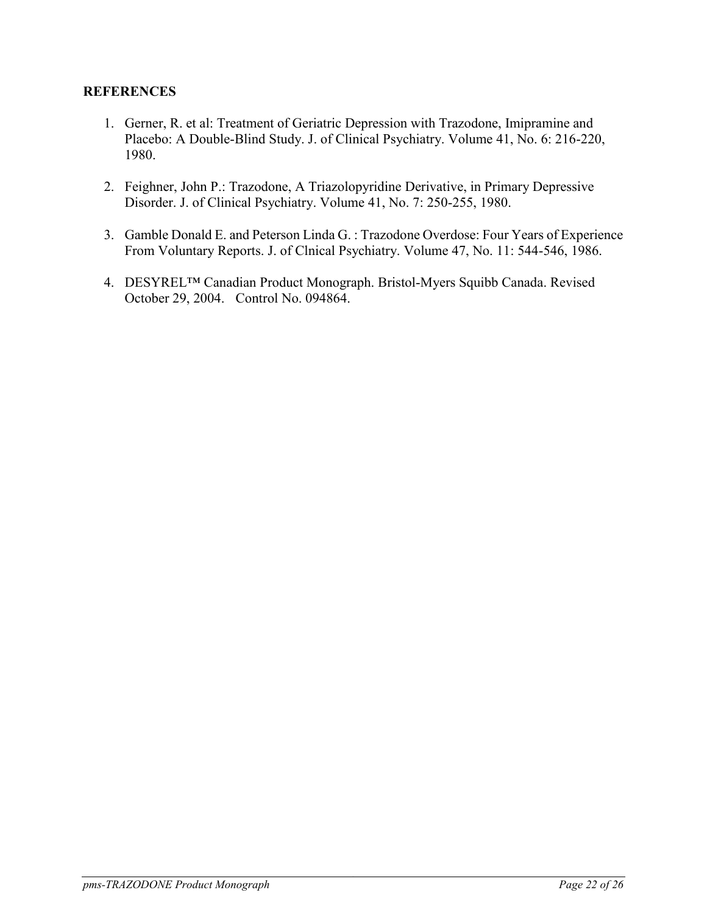## REFERENCES

1. Gerner, R. et al: Treatment of Geriatric Depression with Trazodone, Imipramine and Placebo: A Double-Blind Study. J. of Clinical Psychiatry. Volume 41, No. 6: 216-220, 1980.

2. Feighner, John P.: Trazodone, A Triazolopyridine Derivative, in Primary Depressive Disorder. J. of Clinical Psychiatry. Volume 41, No. 7: 250-255, 1980.

3. Gamble Donald E. and Peterson Linda G. : Trazodone Overdose: Four Years of Experience From Voluntary Reports. J. of Clnical Psychiatry. Volume 47, No. 11: 544-546, 1986.

4. DESYREL™ Canadian Product Monograph. Bristol-Myers Squibb Canada. Revised October 29, 2004. Control No. 094864.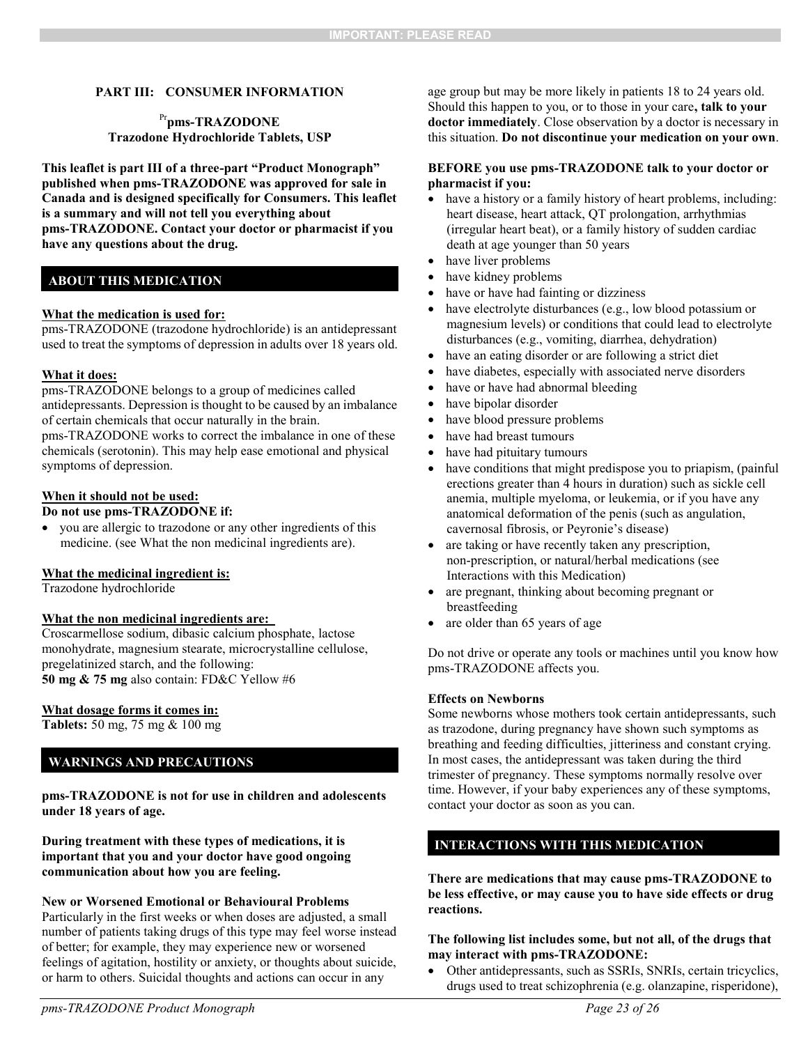## PART III: CONSUMER INFORMATION

**[Pr]pms-TRAZODONE**
**Trazodone Hydrochloride Tablets, USP**

**This leaflet is part III of a three-part "Product Monograph" published when pms-TRAZODONE was approved for sale in Canada and is designed specifically for Consumers. This leaflet is a summary and will not tell you everything about pms-TRAZODONE. Contact your doctor or pharmacist if you have any questions about the drug.**

### ABOUT THIS MEDICATION

**What the medication is used for:**
pms-TRAZODONE (trazodone hydrochloride) is an antidepressant used to treat the symptoms of depression in adults over 18 years old.

**What it does:**
pms-TRAZODONE belongs to a group of medicines called antidepressants. Depression is thought to be caused by an imbalance of certain chemicals that occur naturally in the brain. pms-TRAZODONE works to correct the imbalance in one of these chemicals (serotonin). This may help ease emotional and physical symptoms of depression.

**When it should not be used:**
**Do not use pms-TRAZODONE if:**

- you are allergic to trazodone or any other ingredients of this medicine. (see What the non medicinal ingredients are).

**What the medicinal ingredient is:**
Trazodone hydrochloride

**What the non medicinal ingredients are:**
Croscarmellose sodium, dibasic calcium phosphate, lactose monohydrate, magnesium stearate, microcrystalline cellulose, pregelatinized starch, and the following:
**50 mg & 75 mg** also contain: FD&C Yellow #6

**What dosage forms it comes in:**
**Tablets:** 50 mg, 75 mg & 100 mg

### WARNINGS AND PRECAUTIONS

**pms-TRAZODONE is not for use in children and adolescents under 18 years of age.**

**During treatment with these types of medications, it is important that you and your doctor have good ongoing communication about how you are feeling.**

**New or Worsened Emotional or Behavioural Problems**
Particularly in the first weeks or when doses are adjusted, a small number of patients taking drugs of this type may feel worse instead of better; for example, they may experience new or worsened feelings of agitation, hostility or anxiety, or thoughts about suicide, or harm to others. Suicidal thoughts and actions can occur in any age group but may be more likely in patients 18 to 24 years old. Should this happen to you, or to those in your care**, talk to your doctor immediately**. Close observation by a doctor is necessary in this situation. **Do not discontinue your medication on your own**.

**BEFORE you use pms-TRAZODONE talk to your doctor or pharmacist if you:**

- have a history or a family history of heart problems, including: heart disease, heart attack, QT prolongation, arrhythmias (irregular heart beat), or a family history of sudden cardiac death at age younger than 50 years
- have liver problems
- have kidney problems
- have or have had fainting or dizziness
- have electrolyte disturbances (e.g., low blood potassium or magnesium levels) or conditions that could lead to electrolyte disturbances (e.g., vomiting, diarrhea, dehydration)
- have an eating disorder or are following a strict diet
- have diabetes, especially with associated nerve disorders
- have or have had abnormal bleeding
- have bipolar disorder
- have blood pressure problems
- have had breast tumours
- have had pituitary tumours
- have conditions that might predispose you to priapism, (painful erections greater than 4 hours in duration) such as sickle cell anemia, multiple myeloma, or leukemia, or if you have any anatomical deformation of the penis (such as angulation, cavernosal fibrosis, or Peyronie's disease)
- are taking or have recently taken any prescription, non-prescription, or natural/herbal medications (see Interactions with this Medication)
- are pregnant, thinking about becoming pregnant or breastfeeding
- are older than 65 years of age

Do not drive or operate any tools or machines until you know how pms-TRAZODONE affects you.

**Effects on Newborns**
Some newborns whose mothers took certain antidepressants, such as trazodone, during pregnancy have shown such symptoms as breathing and feeding difficulties, jitteriness and constant crying. In most cases, the antidepressant was taken during the third trimester of pregnancy. These symptoms normally resolve over time. However, if your baby experiences any of these symptoms, contact your doctor as soon as you can.

### INTERACTIONS WITH THIS MEDICATION

**There are medications that may cause pms-TRAZODONE to be less effective, or may cause you to have side effects or drug reactions.**

**The following list includes some, but not all, of the drugs that may interact with pms-TRAZODONE:**

- Other antidepressants, such as SSRIs, SNRIs, certain tricyclics, drugs used to treat schizophrenia (e.g. olanzapine, risperidone),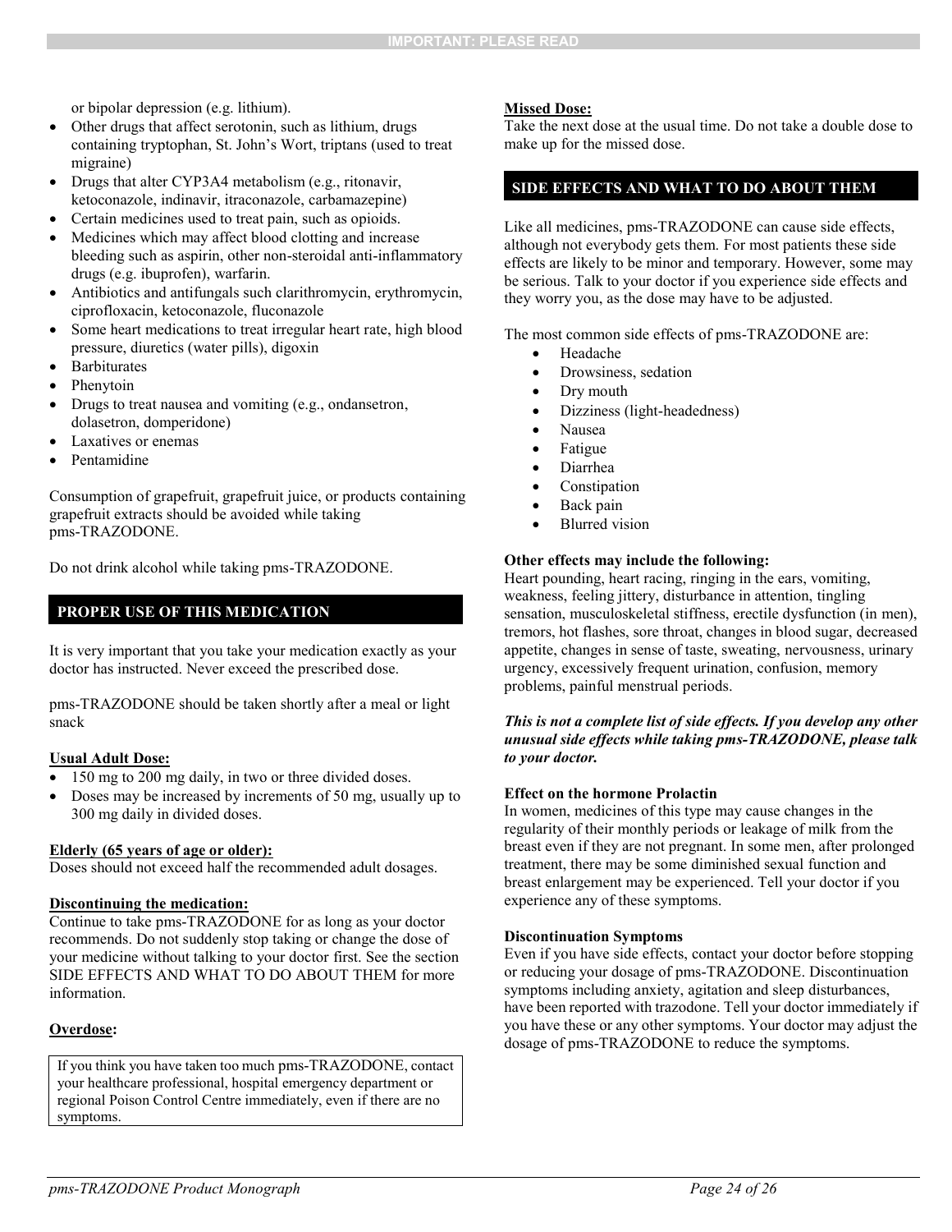or bipolar depression (e.g. lithium).

- Other drugs that affect serotonin, such as lithium, drugs containing tryptophan, St. John's Wort, triptans (used to treat migraine)
- Drugs that alter CYP3A4 metabolism (e.g., ritonavir, ketoconazole, indinavir, itraconazole, carbamazepine)
- Certain medicines used to treat pain, such as opioids.
- Medicines which may affect blood clotting and increase bleeding such as aspirin, other non-steroidal anti-inflammatory drugs (e.g. ibuprofen), warfarin.
- Antibiotics and antifungals such clarithromycin, erythromycin, ciprofloxacin, ketoconazole, fluconazole
- Some heart medications to treat irregular heart rate, high blood pressure, diuretics (water pills), digoxin
- Barbiturates
- Phenytoin
- Drugs to treat nausea and vomiting (e.g., ondansetron, dolasetron, domperidone)
- Laxatives or enemas
- Pentamidine

Consumption of grapefruit, grapefruit juice, or products containing grapefruit extracts should be avoided while taking pms-TRAZODONE.

Do not drink alcohol while taking pms-TRAZODONE.

## PROPER USE OF THIS MEDICATION

It is very important that you take your medication exactly as your doctor has instructed. Never exceed the prescribed dose.

pms-TRAZODONE should be taken shortly after a meal or light snack

**Usual Adult Dose:**

- 150 mg to 200 mg daily, in two or three divided doses.
- Doses may be increased by increments of 50 mg, usually up to 300 mg daily in divided doses.

**Elderly (65 years of age or older):**

Doses should not exceed half the recommended adult dosages.

**Discontinuing the medication:**

Continue to take pms-TRAZODONE for as long as your doctor recommends. Do not suddenly stop taking or change the dose of your medicine without talking to your doctor first. See the section SIDE EFFECTS AND WHAT TO DO ABOUT THEM for more information.

**Overdose:**

| If you think you have taken too much pms-TRAZODONE, contact your healthcare professional, hospital emergency department or regional Poison Control Centre immediately, even if there are no symptoms. |
|---|

**Missed Dose:**

Take the next dose at the usual time. Do not take a double dose to make up for the missed dose.

## SIDE EFFECTS AND WHAT TO DO ABOUT THEM

Like all medicines, pms-TRAZODONE can cause side effects, although not everybody gets them. For most patients these side effects are likely to be minor and temporary. However, some may be serious. Talk to your doctor if you experience side effects and they worry you, as the dose may have to be adjusted.

The most common side effects of pms-TRAZODONE are:

- Headache
- Drowsiness, sedation
- Dry mouth
- Dizziness (light-headedness)
- Nausea
- Fatigue
- Diarrhea
- Constipation
- Back pain
- Blurred vision

**Other effects may include the following:**

Heart pounding, heart racing, ringing in the ears, vomiting, weakness, feeling jittery, disturbance in attention, tingling sensation, musculoskeletal stiffness, erectile dysfunction (in men), tremors, hot flashes, sore throat, changes in blood sugar, decreased appetite, changes in sense of taste, sweating, nervousness, urinary urgency, excessively frequent urination, confusion, memory problems, painful menstrual periods.

***This is not a complete list of side effects. If you develop any other unusual side effects while taking pms-TRAZODONE, please talk to your doctor.***

**Effect on the hormone Prolactin**

In women, medicines of this type may cause changes in the regularity of their monthly periods or leakage of milk from the breast even if they are not pregnant. In some men, after prolonged treatment, there may be some diminished sexual function and breast enlargement may be experienced. Tell your doctor if you experience any of these symptoms.

**Discontinuation Symptoms**

Even if you have side effects, contact your doctor before stopping or reducing your dosage of pms-TRAZODONE. Discontinuation symptoms including anxiety, agitation and sleep disturbances, have been reported with trazodone. Tell your doctor immediately if you have these or any other symptoms. Your doctor may adjust the dosage of pms-TRAZODONE to reduce the symptoms.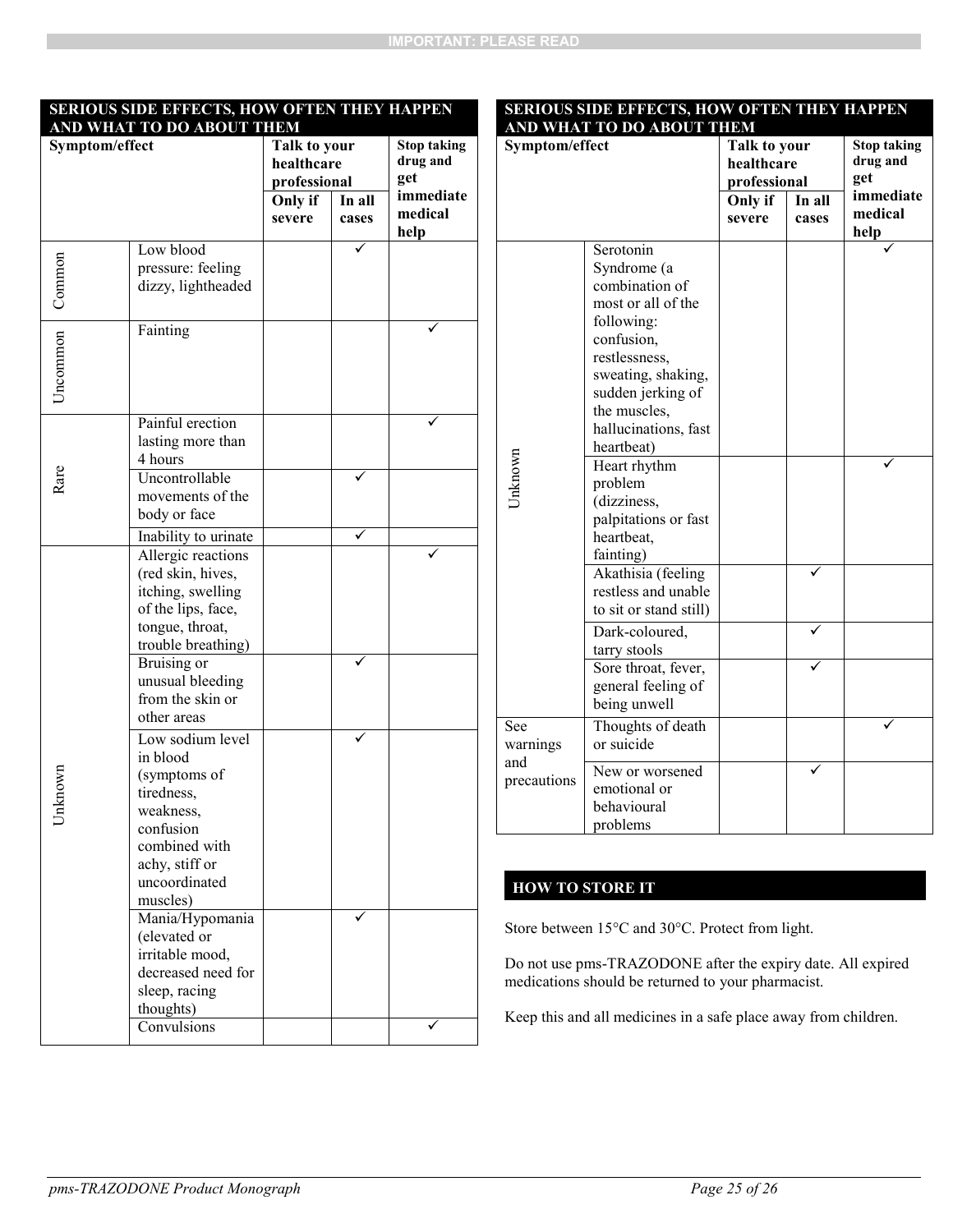**IMPORTANT: PLEASE READ**

| **SERIOUS SIDE EFFECTS, HOW OFTEN THEY HAPPEN AND WHAT TO DO ABOUT THEM** | | | | |
|---|---|---|---|---|
| **Symptom/effect** | | **Talk to your healthcare professional** | | **Stop taking drug and get immediate medical help** |
| | | **Only if severe** | **In all cases** | |
| Common | Low blood pressure: feeling dizzy, lightheaded | | ✓ | |
| Uncommon | Fainting | | | ✓ |
| Rare | Painful erection lasting more than 4 hours | | | ✓ |
| | Uncontrollable movements of the body or face | | ✓ | |
| | Inability to urinate | | ✓ | |
| Unknown | Allergic reactions (red skin, hives, itching, swelling of the lips, face, tongue, throat, trouble breathing) | | | ✓ |
| | Bruising or unusual bleeding from the skin or other areas | | ✓ | |
| | Low sodium level in blood (symptoms of tiredness, weakness, confusion combined with achy, stiff or uncoordinated muscles) | | ✓ | |
| | Mania/Hypomania (elevated or irritable mood, decreased need for sleep, racing thoughts) | | ✓ | |
| | Convulsions | | | ✓ |
| | Serotonin Syndrome (a combination of most or all of the following: confusion, restlessness, sweating, shaking, sudden jerking of the muscles, hallucinations, fast heartbeat) | | | ✓ |
| | Heart rhythm problem (dizziness, palpitations or fast heartbeat, fainting) | | | ✓ |
| | Akathisia (feeling restless and unable to sit or stand still) | | ✓ | |
| | Dark-coloured, tarry stools | | ✓ | |
| | Sore throat, fever, general feeling of being unwell | | ✓ | |
| See warnings and precautions | Thoughts of death or suicide | | | ✓ |
| | New or worsened emotional or behavioural problems | | ✓ | |

## HOW TO STORE IT

Store between 15°C and 30°C. Protect from light.

Do not use pms-TRAZODONE after the expiry date. All expired medications should be returned to your pharmacist.

Keep this and all medicines in a safe place away from children.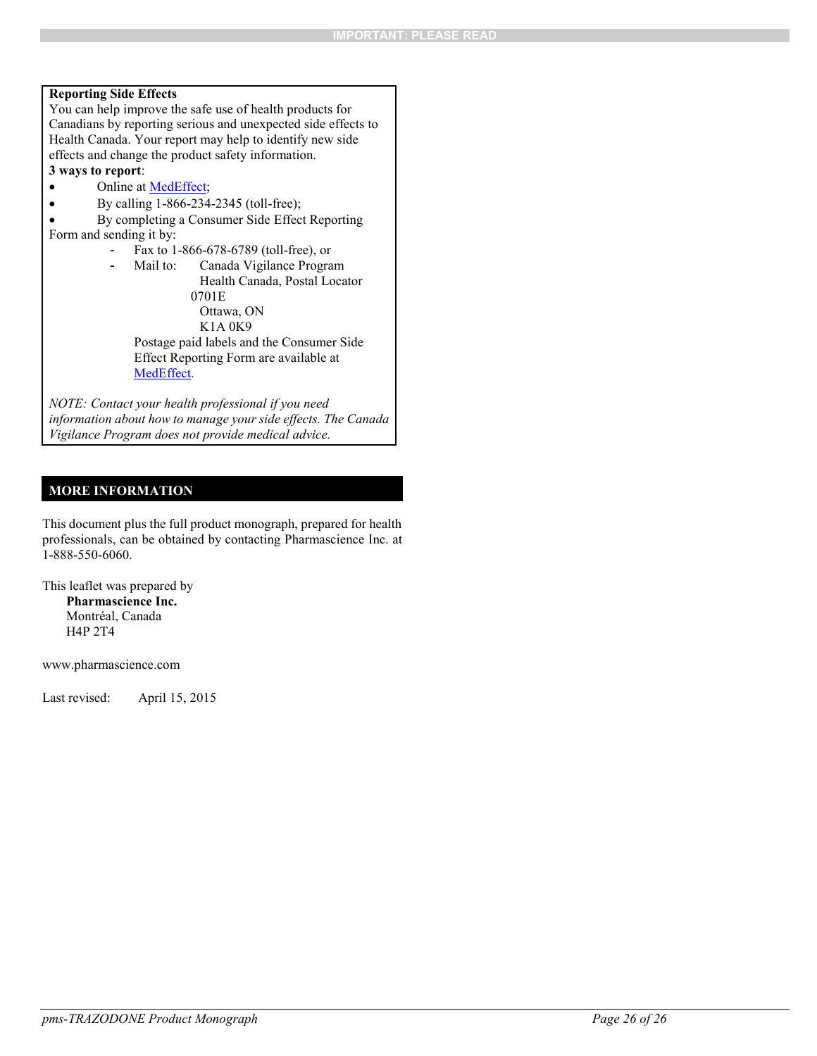**Reporting Side Effects**

You can help improve the safe use of health products for Canadians by reporting serious and unexpected side effects to Health Canada. Your report may help to identify new side effects and change the product safety information.

**3 ways to report**:

- Online at MedEffect;
- By calling 1-866-234-2345 (toll-free);
- By completing a Consumer Side Effect Reporting Form and sending it by:
  - Fax to 1-866-678-6789 (toll-free), or
  - Mail to: Canada Vigilance Program  
    Health Canada, Postal Locator 0701E  
    Ottawa, ON  
    K1A 0K9

    Postage paid labels and the Consumer Side Effect Reporting Form are available at MedEffect.

*NOTE: Contact your health professional if you need information about how to manage your side effects. The Canada Vigilance Program does not provide medical advice.*

## MORE INFORMATION

This document plus the full product monograph, prepared for health professionals, can be obtained by contacting Pharmascience Inc. at 1-888-550-6060.

This leaflet was prepared by  
**Pharmascience Inc.**  
Montréal, Canada  
H4P 2T4

www.pharmascience.com

Last revised: April 15, 2015